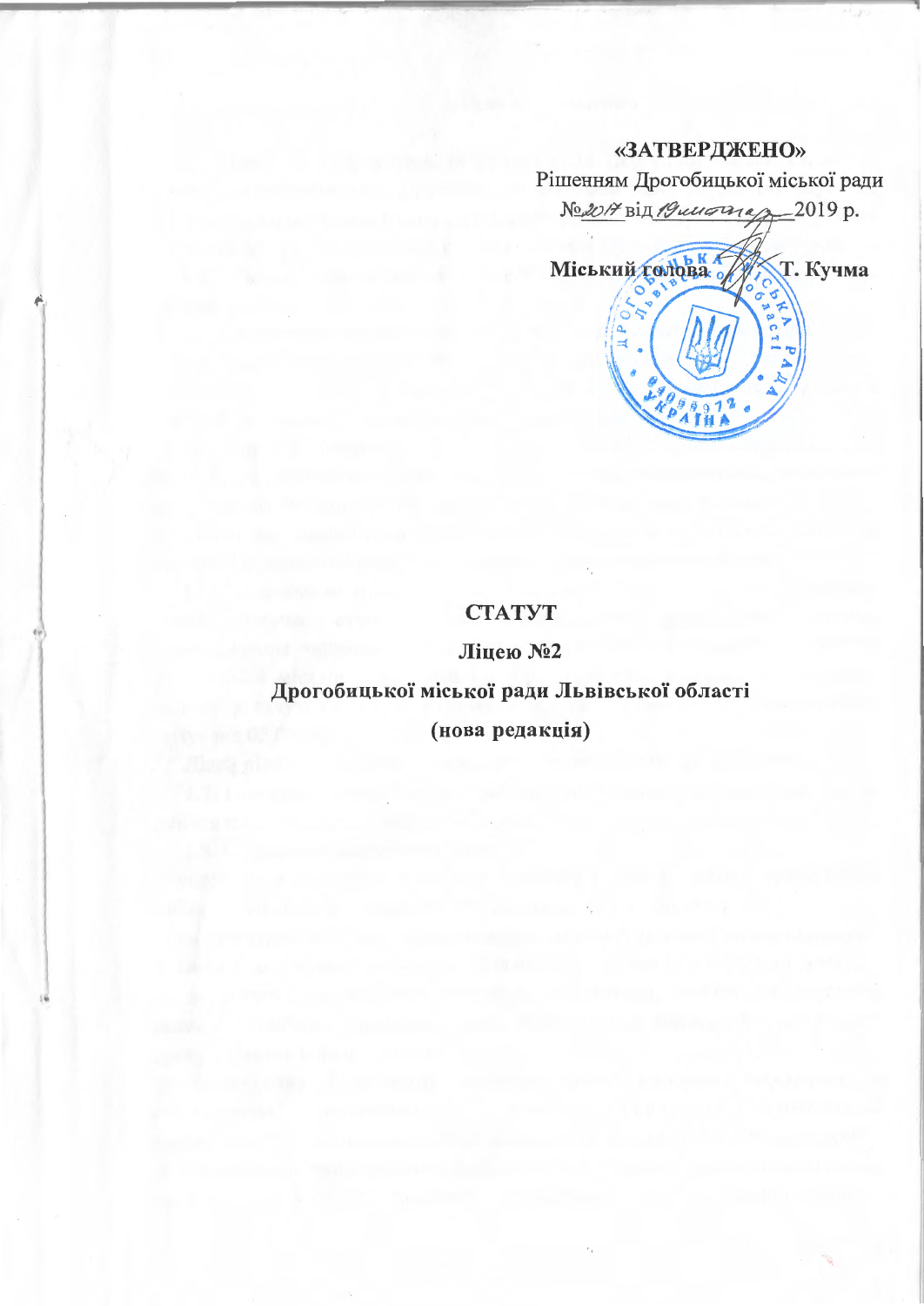**«ЗАТВЕРДЖЕНО»**
Рішенням Дрогобицької міської ради
№2017 від 19 липня 2019 р.

Міський голова Т. Кучма

# СТАТУТ

## Ліцею №2
## Дрогобицької міської ради Львівської області
## (нова редакція)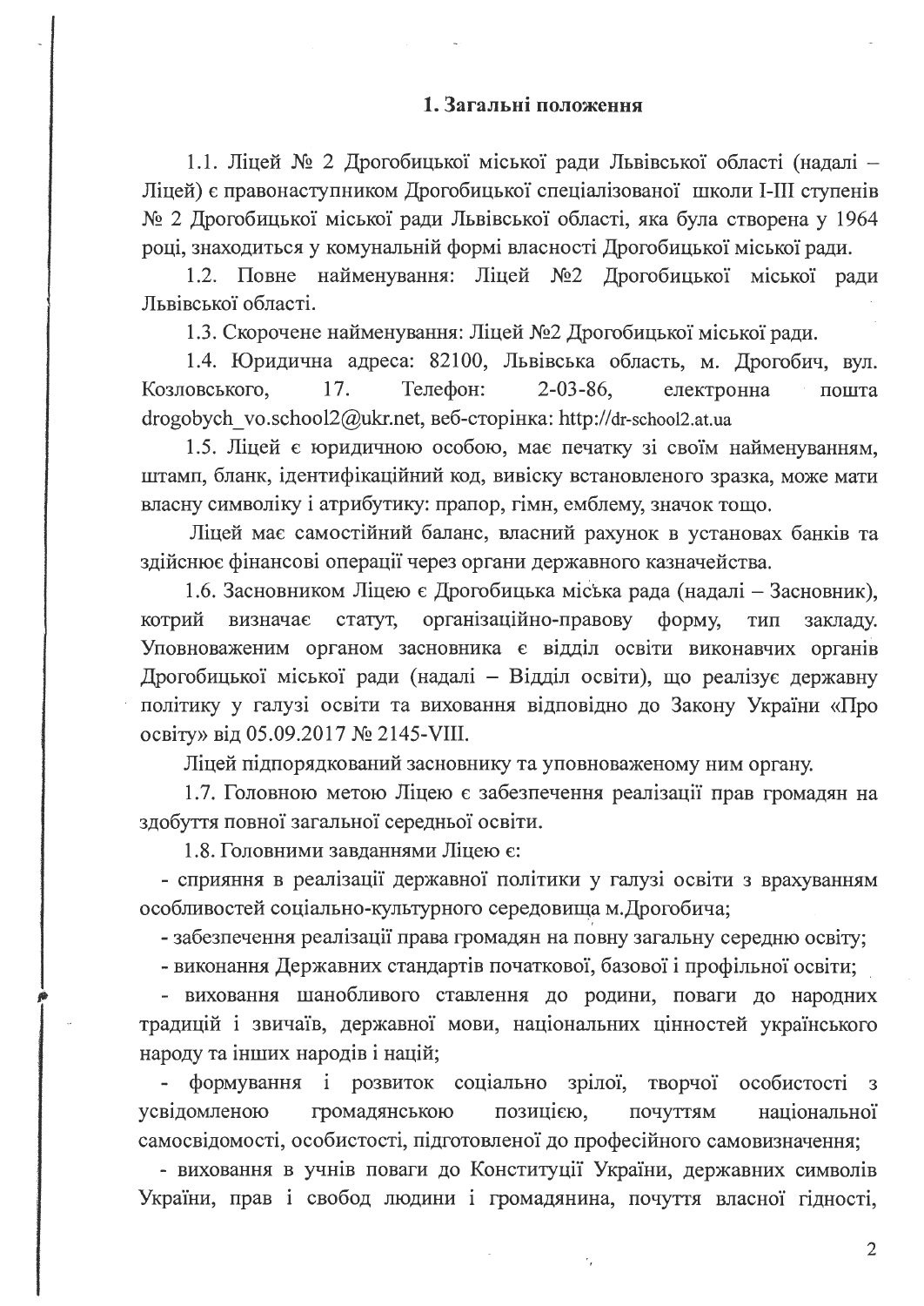## 1. Загальні положення

1.1. Ліцей № 2 Дрогобицької міської ради Львівської області (надалі – Ліцей) є правонаступником Дрогобицької спеціалізованої школи I-III ступенів № 2 Дрогобицької міської ради Львівської області, яка була створена у 1964 році, знаходиться у комунальній формі власності Дрогобицької міської ради.

1.2. Повне найменування: Ліцей №2 Дрогобицької міської ради Львівської області.

1.3. Скорочене найменування: Ліцей №2 Дрогобицької міської ради.

1.4. Юридична адреса: 82100, Львівська область, м. Дрогобич, вул. Козловського, 17. Телефон: 2-03-86, електронна пошта drogobych_vo.school2@ukr.net, веб-сторінка: http://dr-school2.at.ua

1.5. Ліцей є юридичною особою, має печатку зі своїм найменуванням, штамп, бланк, ідентифікаційний код, вивіску встановленого зразка, може мати власну символіку і атрибутику: прапор, гімн, емблему, значок тощо.

Ліцей має самостійний баланс, власний рахунок в установах банків та здійснює фінансові операції через органи державного казначейства.

1.6. Засновником Ліцею є Дрогобицька міська рада (надалі – Засновник), котрий визначає статут, організаційно-правову форму, тип закладу. Уповноваженим органом засновника є відділ освіти виконавчих органів Дрогобицької міської ради (надалі – Відділ освіти), що реалізує державну політику у галузі освіти та виховання відповідно до Закону України «Про освіту» від 05.09.2017 № 2145-VIII.

Ліцей підпорядкований засновнику та уповноваженому ним органу.

1.7. Головною метою Ліцею є забезпечення реалізації прав громадян на здобуття повної загальної середньої освіти.

1.8. Головними завданнями Ліцею є:

- сприяння в реалізації державної політики у галузі освіти з врахуванням особливостей соціально-культурного середовища м.Дрогобича;
- забезпечення реалізації права громадян на повну загальну середню освіту;
- виконання Державних стандартів початкової, базової і профільної освіти;
- виховання шанобливого ставлення до родини, поваги до народних традицій і звичаїв, державної мови, національних цінностей українського народу та інших народів і націй;
- формування і розвиток соціально зрілої, творчої особистості з усвідомленою громадянською позицією, почуттям національної самосвідомості, особистості, підготовленої до професійного самовизначення;
- виховання в учнів поваги до Конституції України, державних символів України, прав і свобод людини і громадянина, почуття власної гідності,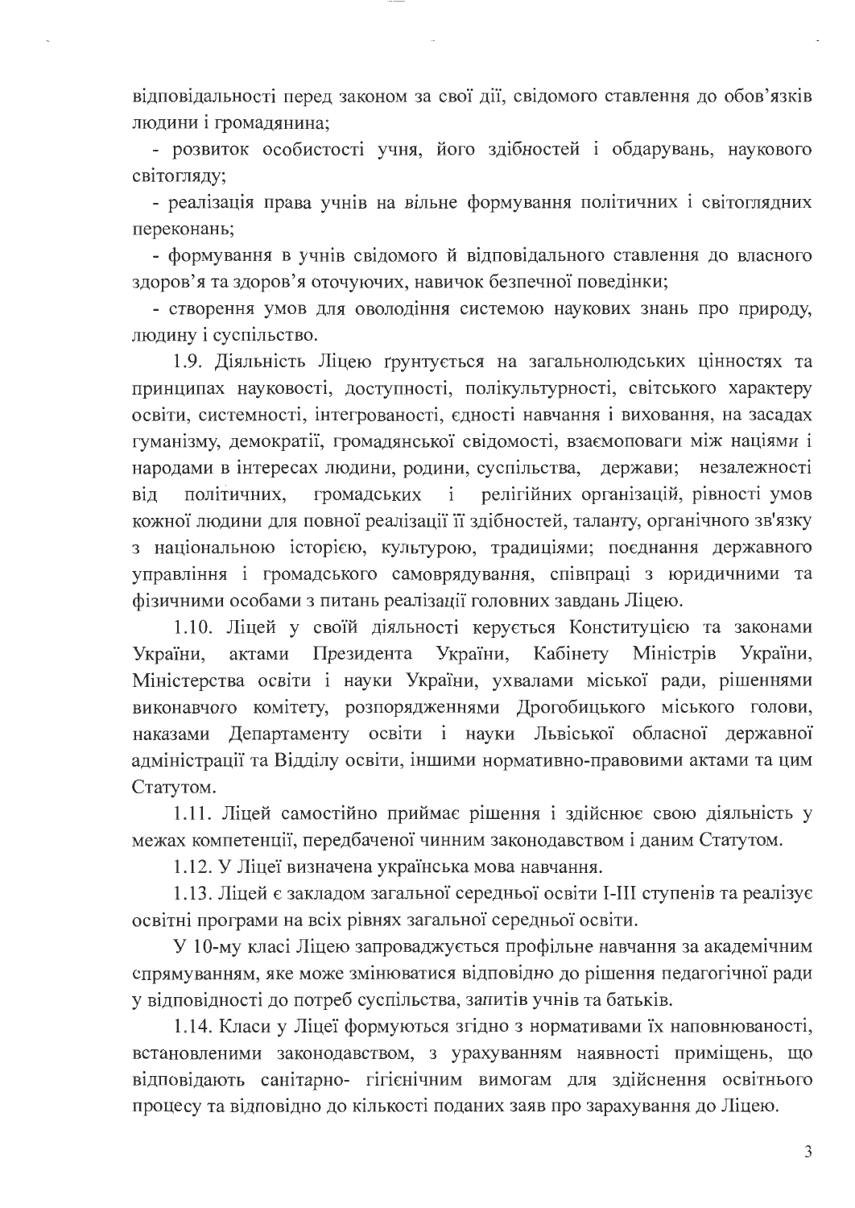відповідальності перед законом за свої дії, свідомого ставлення до обов'язків людини і громадянина;

- розвиток особистості учня, його здібностей і обдарувань, наукового світогляду;
- реалізація права учнів на вільне формування політичних і світоглядних переконань;
- формування в учнів свідомого й відповідального ставлення до власного здоров'я та здоров'я оточуючих, навичок безпечної поведінки;
- створення умов для оволодіння системою наукових знань про природу, людину і суспільство.

1.9. Діяльність Ліцею ґрунтується на загальнолюдських цінностях та принципах науковості, доступності, полікультурності, світського характеру освіти, системності, інтегрованості, єдності навчання і виховання, на засадах гуманізму, демократії, громадянської свідомості, взаємоповаги між націями і народами в інтересах людини, родини, суспільства, держави; незалежності від політичних, громадських і релігійних організацій, рівності умов кожної людини для повної реалізації її здібностей, таланту, органічного зв'язку з національною історією, культурою, традиціями; поєднання державного управління і громадського самоврядування, співпраці з юридичними та фізичними особами з питань реалізації головних завдань Ліцею.

1.10. Ліцей у своїй діяльності керується Конституцією та законами України, актами Президента України, Кабінету Міністрів України, Міністерства освіти і науки України, ухвалами міської ради, рішеннями виконавчого комітету, розпорядженнями Дрогобицького міського голови, наказами Департаменту освіти і науки Львівської обласної державної адміністрації та Відділу освіти, іншими нормативно-правовими актами та цим Статутом.

1.11. Ліцей самостійно приймає рішення і здійснює свою діяльність у межах компетенції, передбаченої чинним законодавством і даним Статутом.

1.12. У Ліцеї визначена українська мова навчання.

1.13. Ліцей є закладом загальної середньої освіти І-ІІІ ступенів та реалізує освітні програми на всіх рівнях загальної середньої освіти.

У 10-му класі Ліцею запроваджується профільне навчання за академічним спрямуванням, яке може змінюватися відповідно до рішення педагогічної ради у відповідності до потреб суспільства, запитів учнів та батьків.

1.14. Класи у Ліцеї формуються згідно з нормативами їх наповнюваності, встановленими законодавством, з урахуванням наявності приміщень, що відповідають санітарно- гігієнічним вимогам для здійснення освітнього процесу та відповідно до кількості поданих заяв про зарахування до Ліцею.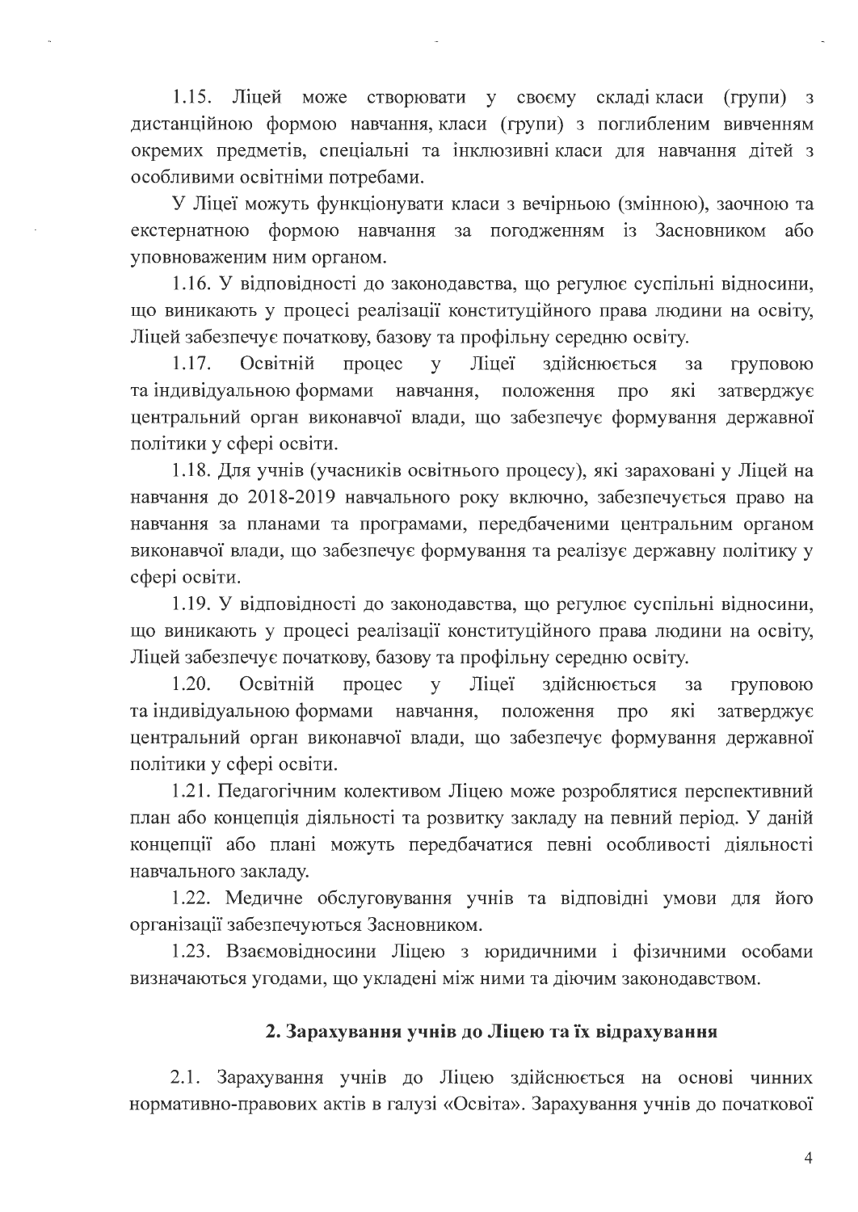1.15. Ліцей може створювати у своєму складі класи (групи) з дистанційною формою навчання, класи (групи) з поглибленим вивченням окремих предметів, спеціальні та інклюзивні класи для навчання дітей з особливими освітніми потребами.

У Ліцеї можуть функціонувати класи з вечірньою (змінною), заочною та екстернатною формою навчання за погодженням із Засновником або уповноваженим ним органом.

1.16. У відповідності до законодавства, що регулює суспільні відносини, що виникають у процесі реалізації конституційного права людини на освіту, Ліцей забезпечує початкову, базову та профільну середню освіту.

1.17. Освітній процес у Ліцеї здійснюється за груповою та індивідуальною формами навчання, положення про які затверджує центральний орган виконавчої влади, що забезпечує формування державної політики у сфері освіти.

1.18. Для учнів (учасників освітнього процесу), які зараховані у Ліцей на навчання до 2018-2019 навчального року включно, забезпечується право на навчання за планами та програмами, передбаченими центральним органом виконавчої влади, що забезпечує формування та реалізує державну політику у сфері освіти.

1.19. У відповідності до законодавства, що регулює суспільні відносини, що виникають у процесі реалізації конституційного права людини на освіту, Ліцей забезпечує початкову, базову та профільну середню освіту.

1.20. Освітній процес у Ліцеї здійснюється за груповою та індивідуальною формами навчання, положення про які затверджує центральний орган виконавчої влади, що забезпечує формування державної політики у сфері освіти.

1.21. Педагогічним колективом Ліцею може розроблятися перспективний план або концепція діяльності та розвитку закладу на певний період. У даній концепції або плані можуть передбачатися певні особливості діяльності навчального закладу.

1.22. Медичне обслуговування учнів та відповідні умови для його організації забезпечуються Засновником.

1.23. Взаємовідносини Ліцею з юридичними і фізичними особами визначаються угодами, що укладені між ними та діючим законодавством.

## 2. Зарахування учнів до Ліцею та їх відрахування

2.1. Зарахування учнів до Ліцею здійснюється на основі чинних нормативно-правових актів в галузі «Освіта». Зарахування учнів до початкової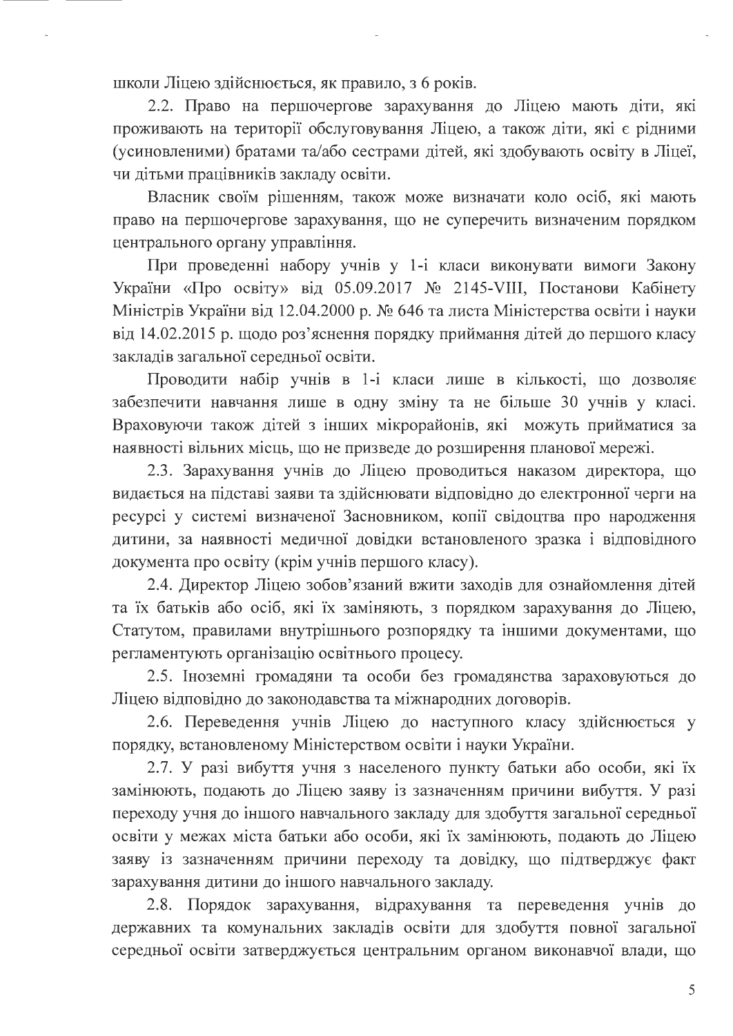школи Ліцею здійснюється, як правило, з 6 років.

2.2. Право на першочергове зарахування до Ліцею мають діти, які проживають на території обслуговування Ліцею, а також діти, які є рідними (усиновленими) братами та/або сестрами дітей, які здобувають освіту в Ліцеї, чи дітьми працівників закладу освіти.

Власник своїм рішенням, також може визначати коло осіб, які мають право на першочергове зарахування, що не суперечить визначеним порядком центрального органу управління.

При проведенні набору учнів у 1-і класи виконувати вимоги Закону України «Про освіту» від 05.09.2017 № 2145-VIII, Постанови Кабінету Міністрів України від 12.04.2000 р. № 646 та листа Міністерства освіти і науки від 14.02.2015 р. щодо роз'яснення порядку приймання дітей до першого класу закладів загальної середньої освіти.

Проводити набір учнів в 1-і класи лише в кількості, що дозволяє забезпечити навчання лише в одну зміну та не більше 30 учнів у класі. Враховуючи також дітей з інших мікрорайонів, які можуть прийматися за наявності вільних місць, що не призведе до розширення планової мережі.

2.3. Зарахування учнів до Ліцею проводиться наказом директора, що видається на підставі заяви та здійснювати відповідно до електронної черги на ресурсі у системі визначеної Засновником, копії свідоцтва про народження дитини, за наявності медичної довідки встановленого зразка і відповідного документа про освіту (крім учнів першого класу).

2.4. Директор Ліцею зобов'язаний вжити заходів для ознайомлення дітей та їх батьків або осіб, які їх заміняють, з порядком зарахування до Ліцею, Статутом, правилами внутрішнього розпорядку та іншими документами, що регламентують організацію освітнього процесу.

2.5. Іноземні громадяни та особи без громадянства зараховуються до Ліцею відповідно до законодавства та міжнародних договорів.

2.6. Переведення учнів Ліцею до наступного класу здійснюється у порядку, встановленому Міністерством освіти і науки України.

2.7. У разі вибуття учня з населеного пункту батьки або особи, які їх замінюють, подають до Ліцею заяву із зазначенням причини вибуття. У разі переходу учня до іншого навчального закладу для здобуття загальної середньої освіти у межах міста батьки або особи, які їх замінюють, подають до Ліцею заяву із зазначенням причини переходу та довідку, що підтверджує факт зарахування дитини до іншого навчального закладу.

2.8. Порядок зарахування, відрахування та переведення учнів до державних та комунальних закладів освіти для здобуття повної загальної середньої освіти затверджується центральним органом виконавчої влади, що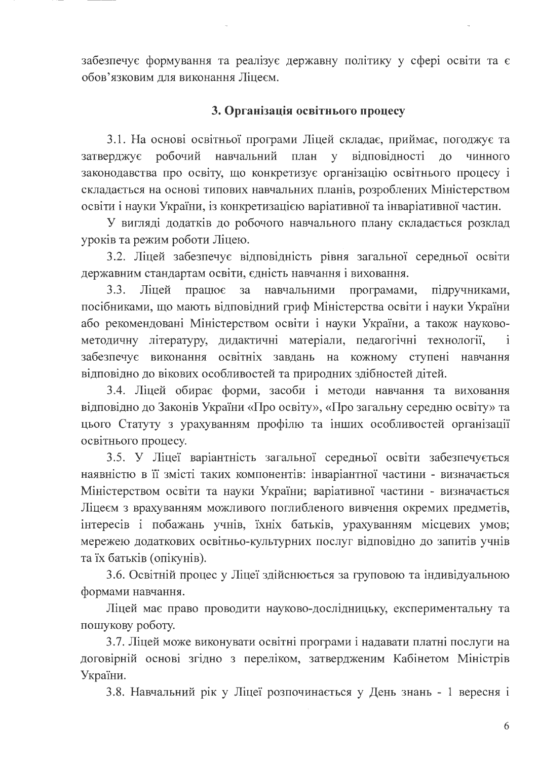забезпечує формування та реалізує державну політику у сфері освіти та є обов'язковим для виконання Ліцеєм.

### 3. Організація освітнього процесу

3.1. На основі освітньої програми Ліцей складає, приймає, погоджує та затверджує робочий навчальний план у відповідності до чинного законодавства про освіту, що конкретизує організацію освітнього процесу і складається на основі типових навчальних планів, розроблених Міністерством освіти і науки України, із конкретизацією варіативної та інваріативної частин.

У вигляді додатків до робочого навчального плану складається розклад уроків та режим роботи Ліцею.

3.2. Ліцей забезпечує відповідність рівня загальної середньої освіти державним стандартам освіти, єдність навчання і виховання.

3.3. Ліцей працює за навчальними програмами, підручниками, посібниками, що мають відповідний гриф Міністерства освіти і науки України або рекомендовані Міністерством освіти і науки України, а також науково-методичну літературу, дидактичні матеріали, педагогічні технології, і забезпечує виконання освітніх завдань на кожному ступені навчання відповідно до вікових особливостей та природних здібностей дітей.

3.4. Ліцей обирає форми, засоби і методи навчання та виховання відповідно до Законів України «Про освіту», «Про загальну середню освіту» та цього Статуту з урахуванням профілю та інших особливостей організації освітнього процесу.

3.5. У Ліцеї варіантність загальної середньої освіти забезпечується наявністю в її змісті таких компонентів: інваріантної частини - визначається Міністерством освіти та науки України; варіативної частини - визначається Ліцеєм з врахуванням можливого поглибленого вивчення окремих предметів, інтересів і побажань учнів, їхніх батьків, урахуванням місцевих умов; мережею додаткових освітньо-культурних послуг відповідно до запитів учнів та їх батьків (опікунів).

3.6. Освітній процес у Ліцеї здійснюється за груповою та індивідуальною формами навчання.

Ліцей має право проводити науково-дослідницьку, експериментальну та пошукову роботу.

3.7. Ліцей може виконувати освітні програми і надавати платні послуги на договірній основі згідно з переліком, затвердженим Кабінетом Міністрів України.

3.8. Навчальний рік у Ліцеї розпочинається у День знань - 1 вересня і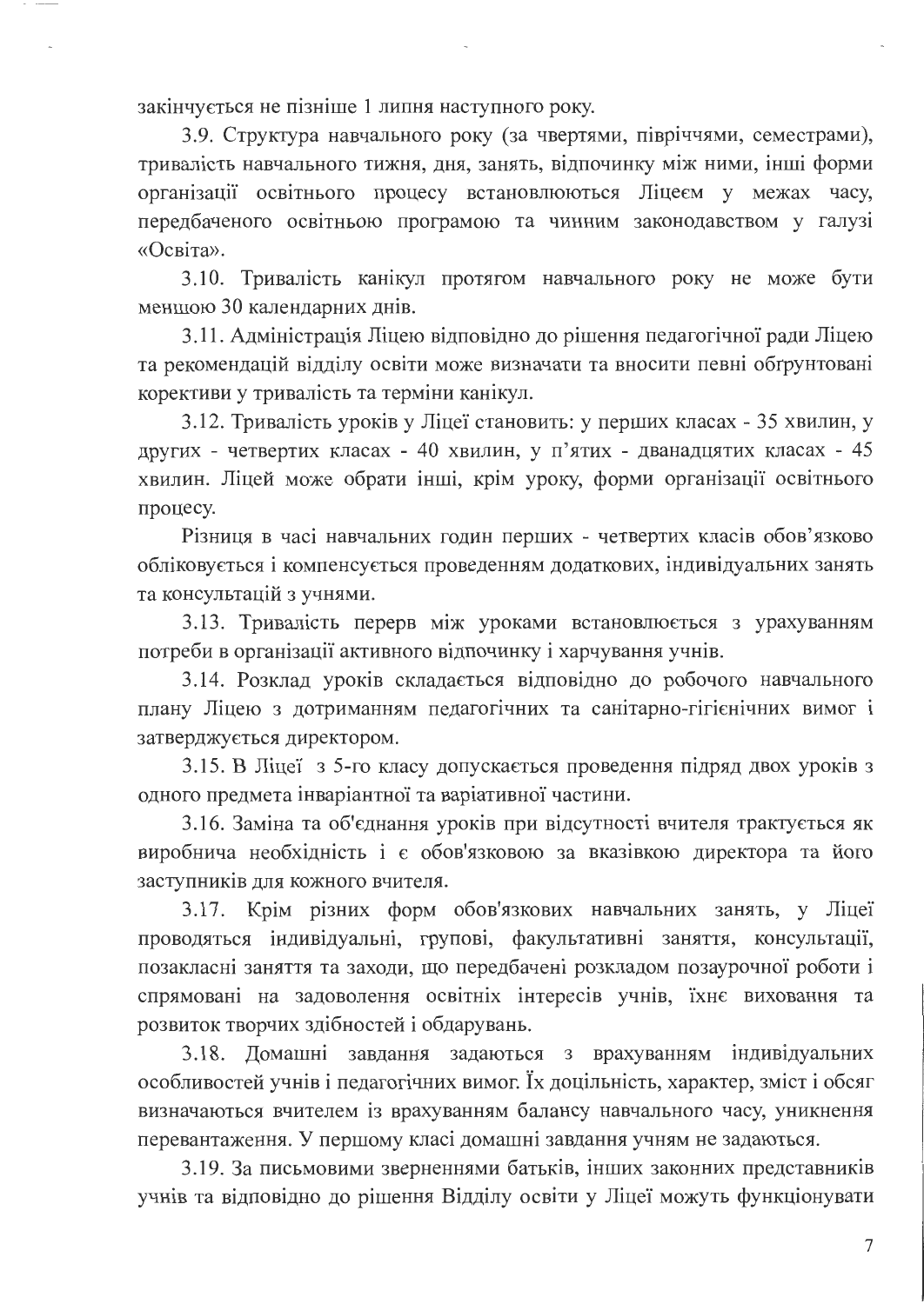закінчується не пізніше 1 липня наступного року.

3.9. Структура навчального року (за чвертями, півріччями, семестрами), тривалість навчального тижня, дня, занять, відпочинку між ними, інші форми організації освітнього процесу встановлюються Ліцеєм у межах часу, передбаченого освітньою програмою та чинним законодавством у галузі «Освіта».

3.10. Тривалість канікул протягом навчального року не може бути меншою 30 календарних днів.

3.11. Адміністрація Ліцею відповідно до рішення педагогічної ради Ліцею та рекомендацій відділу освіти може визначати та вносити певні обґрунтовані корективи у тривалість та терміни канікул.

3.12. Тривалість уроків у Ліцеї становить: у перших класах - 35 хвилин, у других - четвертих класах - 40 хвилин, у п'ятих - дванадцятих класах - 45 хвилин. Ліцей може обрати інші, крім уроку, форми організації освітнього процесу.

Різниця в часі навчальних годин перших - четвертих класів обов'язково обліковується і компенсується проведенням додаткових, індивідуальних занять та консультацій з учнями.

3.13. Тривалість перерв між уроками встановлюється з урахуванням потреби в організації активного відпочинку і харчування учнів.

3.14. Розклад уроків складається відповідно до робочого навчального плану Ліцею з дотриманням педагогічних та санітарно-гігієнічних вимог і затверджується директором.

3.15. В Ліцеї з 5-го класу допускається проведення підряд двох уроків з одного предмета інваріантної та варіативної частини.

3.16. Заміна та об'єднання уроків при відсутності вчителя трактується як виробнича необхідність і є обов'язковою за вказівкою директора та його заступників для кожного вчителя.

3.17. Крім різних форм обов'язкових навчальних занять, у Ліцеї проводяться індивідуальні, групові, факультативні заняття, консультації, позакласні заняття та заходи, що передбачені розкладом позаурочної роботи і спрямовані на задоволення освітніх інтересів учнів, їхнє виховання та розвиток творчих здібностей і обдарувань.

3.18. Домашні завдання задаються з врахуванням індивідуальних особливостей учнів і педагогічних вимог. Їх доцільність, характер, зміст і обсяг визначаються вчителем із врахуванням балансу навчального часу, уникнення перевантаження. У першому класі домашні завдання учням не задаються.

3.19. За письмовими зверненнями батьків, інших законних представників учнів та відповідно до рішення Відділу освіти у Ліцеї можуть функціонувати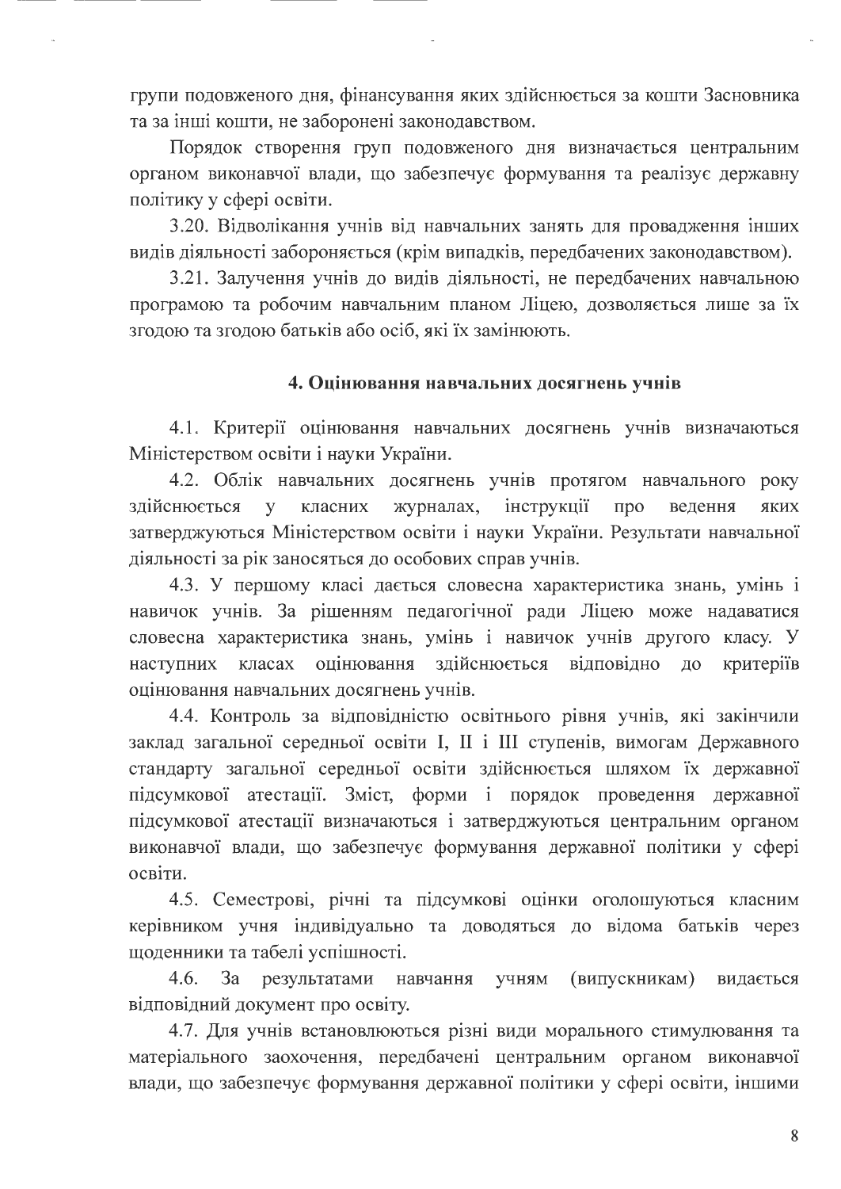групи подовженого дня, фінансування яких здійснюється за кошти Засновника та за інші кошти, не заборонені законодавством.

Порядок створення груп подовженого дня визначається центральним органом виконавчої влади, що забезпечує формування та реалізує державну політику у сфері освіти.

3.20. Відволікання учнів від навчальних занять для провадження інших видів діяльності забороняється (крім випадків, передбачених законодавством).

3.21. Залучення учнів до видів діяльності, не передбачених навчальною програмою та робочим навчальним планом Ліцею, дозволяється лише за їх згодою та згодою батьків або осіб, які їх замінюють.

## 4. Оцінювання навчальних досягнень учнів

4.1. Критерії оцінювання навчальних досягнень учнів визначаються Міністерством освіти і науки України.

4.2. Облік навчальних досягнень учнів протягом навчального року здійснюється у класних журналах, інструкції про ведення яких затверджуються Міністерством освіти і науки України. Результати навчальної діяльності за рік заносяться до особових справ учнів.

4.3. У першому класі дається словесна характеристика знань, умінь і навичок учнів. За рішенням педагогічної ради Ліцею може надаватися словесна характеристика знань, умінь і навичок учнів другого класу. У наступних класах оцінювання здійснюється відповідно до критеріїв оцінювання навчальних досягнень учнів.

4.4. Контроль за відповідністю освітнього рівня учнів, які закінчили заклад загальної середньої освіти I, II і III ступенів, вимогам Державного стандарту загальної середньої освіти здійснюється шляхом їх державної підсумкової атестації. Зміст, форми і порядок проведення державної підсумкової атестації визначаються і затверджуються центральним органом виконавчої влади, що забезпечує формування державної політики у сфері освіти.

4.5. Семестрові, річні та підсумкові оцінки оголошуються класним керівником учня індивідуально та доводяться до відома батьків через щоденники та табелі успішності.

4.6. За результатами навчання учням (випускникам) видається відповідний документ про освіту.

4.7. Для учнів встановлюються різні види морального стимулювання та матеріального заохочення, передбачені центральним органом виконавчої влади, що забезпечує формування державної політики у сфері освіти, іншими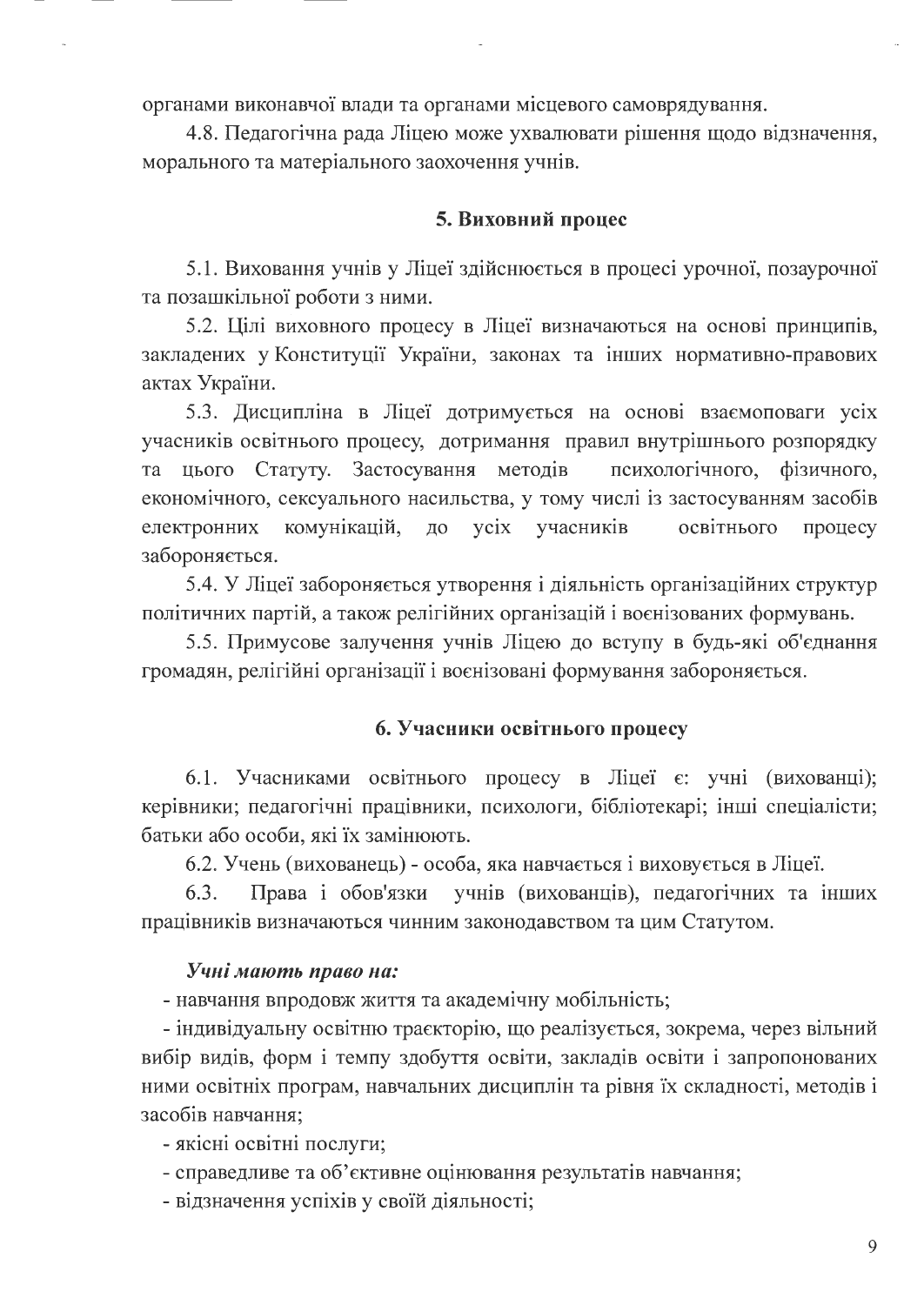органами виконавчої влади та органами місцевого самоврядування.

4.8. Педагогічна рада Ліцею може ухвалювати рішення щодо відзначення, морального та матеріального заохочення учнів.

## 5. Виховний процес

5.1. Виховання учнів у Ліцеї здійснюється в процесі урочної, позаурочної та позашкільної роботи з ними.

5.2. Цілі виховного процесу в Ліцеї визначаються на основі принципів, закладених у Конституції України, законах та інших нормативно-правових актах України.

5.3. Дисципліна в Ліцеї дотримується на основі взаємоповаги усіх учасників освітнього процесу, дотримання правил внутрішнього розпорядку та цього Статуту. Застосування методів психологічного, фізичного, економічного, сексуального насильства, у тому числі із застосуванням засобів електронних комунікацій, до усіх учасників освітнього процесу забороняється.

5.4. У Ліцеї забороняється утворення і діяльність організаційних структур політичних партій, а також релігійних організацій і воєнізованих формувань.

5.5. Примусове залучення учнів Ліцею до вступу в будь-які об'єднання громадян, релігійні організації і воєнізовані формування забороняється.

## 6. Учасники освітнього процесу

6.1. Учасниками освітнього процесу в Ліцеї є: учні (вихованці); керівники; педагогічні працівники, психологи, бібліотекарі; інші спеціалісти; батьки або особи, які їх замінюють.

6.2. Учень (вихованець) - особа, яка навчається і виховується в Ліцеї.

6.3. Права і обов'язки учнів (вихованців), педагогічних та інших працівників визначаються чинним законодавством та цим Статутом.

***Учні мають право на:***

- навчання впродовж життя та академічну мобільність;
- індивідуальну освітню траєкторію, що реалізується, зокрема, через вільний вибір видів, форм і темпу здобуття освіти, закладів освіти і запропонованих ними освітніх програм, навчальних дисциплін та рівня їх складності, методів і засобів навчання;
- якісні освітні послуги;
- справедливе та об'єктивне оцінювання результатів навчання;
- відзначення успіхів у своїй діяльності;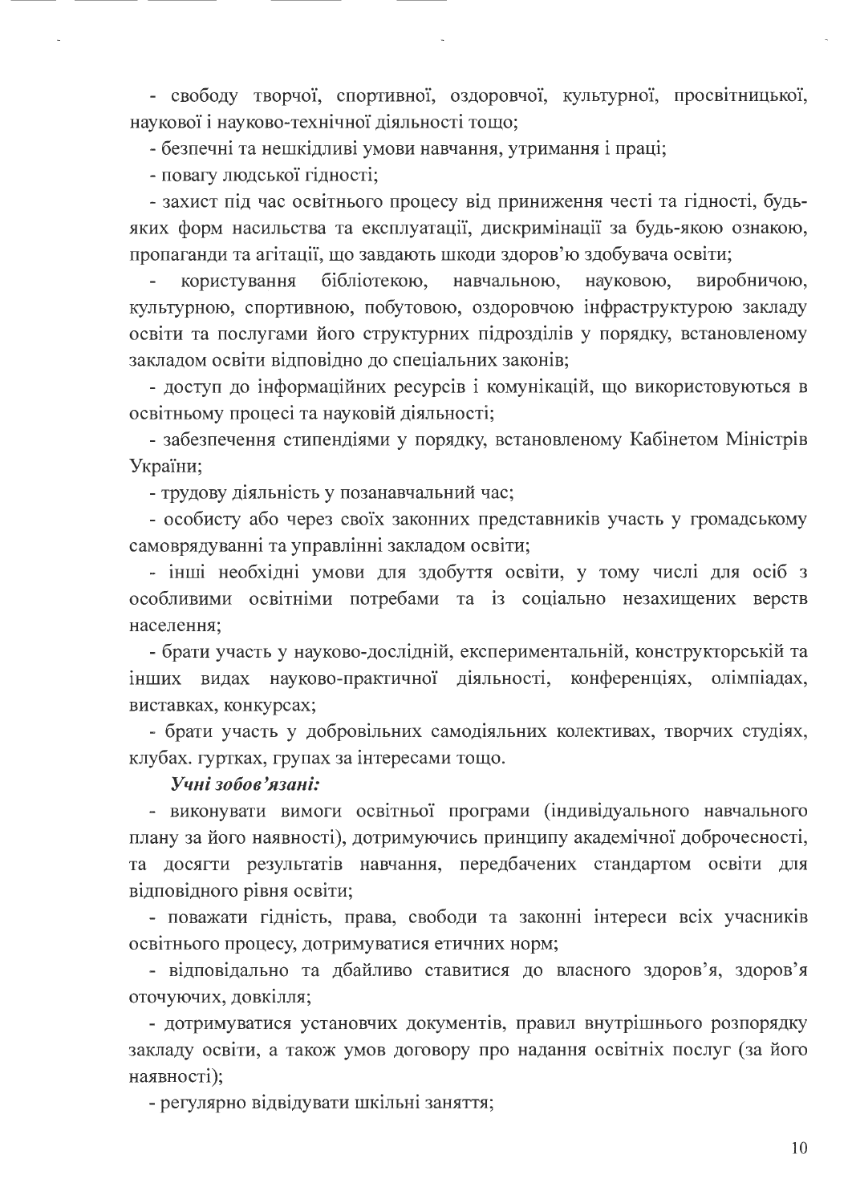- свободу творчої, спортивної, оздоровчої, культурної, просвітницької, наукової і науково-технічної діяльності тощо;

- безпечні та нешкідливі умови навчання, утримання і праці;

- повагу людської гідності;

- захист під час освітнього процесу від приниження честі та гідності, будь-яких форм насильства та експлуатації, дискримінації за будь-якою ознакою, пропаганди та агітації, що завдають шкоди здоров'ю здобувача освіти;

- користування бібліотекою, навчальною, науковою, виробничою, культурною, спортивною, побутовою, оздоровчою інфраструктурою закладу освіти та послугами його структурних підрозділів у порядку, встановленому закладом освіти відповідно до спеціальних законів;

- доступ до інформаційних ресурсів і комунікацій, що використовуються в освітньому процесі та науковій діяльності;

- забезпечення стипендіями у порядку, встановленому Кабінетом Міністрів України;

- трудову діяльність у позанавчальний час;

- особисту або через своїх законних представників участь у громадському самоврядуванні та управлінні закладом освіти;

- інші необхідні умови для здобуття освіти, у тому числі для осіб з особливими освітніми потребами та із соціально незахищених верств населення;

- брати участь у науково-дослідній, експериментальній, конструкторській та інших видах науково-практичної діяльності, конференціях, олімпіадах, виставках, конкурсах;

- брати участь у добровільних самодіяльних колективах, творчих студіях, клубах. гуртках, групах за інтересами тощо.

***Учні зобов'язані:***

- виконувати вимоги освітньої програми (індивідуального навчального плану за його наявності), дотримуючись принципу академічної доброчесності, та досягти результатів навчання, передбачених стандартом освіти для відповідного рівня освіти;

- поважати гідність, права, свободи та законні інтереси всіх учасників освітнього процесу, дотримуватися етичних норм;

- відповідально та дбайливо ставитися до власного здоров'я, здоров'я оточуючих, довкілля;

- дотримуватися установчих документів, правил внутрішнього розпорядку закладу освіти, а також умов договору про надання освітніх послуг (за його наявності);

- регулярно відвідувати шкільні заняття;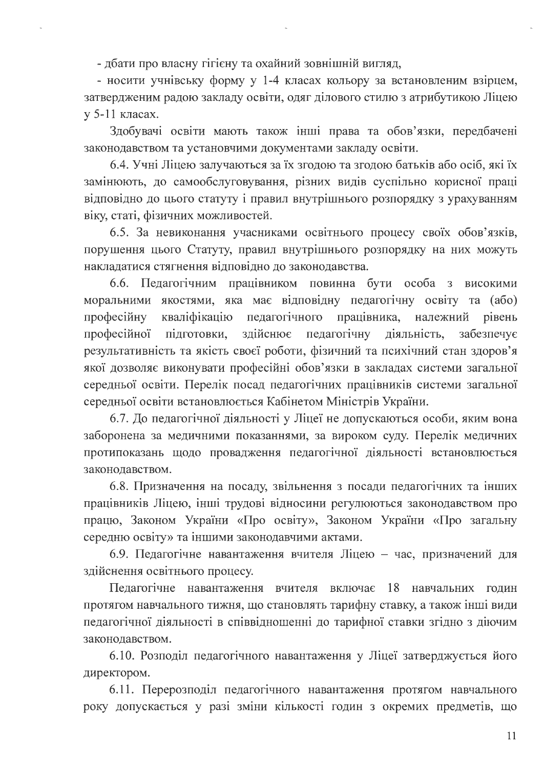- дбати про власну гігієну та охайний зовнішній вигляд,

- носити учнівську форму у 1-4 класах кольору за встановленим взірцем, затвердженим радою закладу освіти, одяг ділового стилю з атрибутикою Ліцею у 5-11 класах.

Здобувачі освіти мають також інші права та обов'язки, передбачені законодавством та установчими документами закладу освіти.

6.4. Учні Ліцею залучаються за їх згодою та згодою батьків або осіб, які їх замінюють, до самообслуговування, різних видів суспільно корисної праці відповідно до цього статуту і правил внутрішнього розпорядку з урахуванням віку, статі, фізичних можливостей.

6.5. За невиконання учасниками освітнього процесу своїх обов'язків, порушення цього Статуту, правил внутрішнього розпорядку на них можуть накладатися стягнення відповідно до законодавства.

6.6. Педагогічним працівником повинна бути особа з високими моральними якостями, яка має відповідну педагогічну освіту та (або) професійну кваліфікацію педагогічного працівника, належний рівень професійної підготовки, здійснює педагогічну діяльність, забезпечує результативність та якість своєї роботи, фізичний та психічний стан здоров'я якої дозволяє виконувати професійні обов'язки в закладах системи загальної середньої освіти. Перелік посад педагогічних працівників системи загальної середньої освіти встановлюється Кабінетом Міністрів України.

6.7. До педагогічної діяльності у Ліцеї не допускаються особи, яким вона заборонена за медичними показаннями, за вироком суду. Перелік медичних протипоказань щодо провадження педагогічної діяльності встановлюється законодавством.

6.8. Призначення на посаду, звільнення з посади педагогічних та інших працівників Ліцею, інші трудові відносини регулюються законодавством про працю, Законом України «Про освіту», Законом України «Про загальну середню освіту» та іншими законодавчими актами.

6.9. Педагогічне навантаження вчителя Ліцею – час, призначений для здійснення освітнього процесу.

Педагогічне навантаження вчителя включає 18 навчальних годин протягом навчального тижня, що становлять тарифну ставку, а також інші види педагогічної діяльності в співвідношенні до тарифної ставки згідно з діючим законодавством.

6.10. Розподіл педагогічного навантаження у Ліцеї затверджується його директором.

6.11. Перерозподіл педагогічного навантаження протягом навчального року допускається у разі зміни кількості годин з окремих предметів, що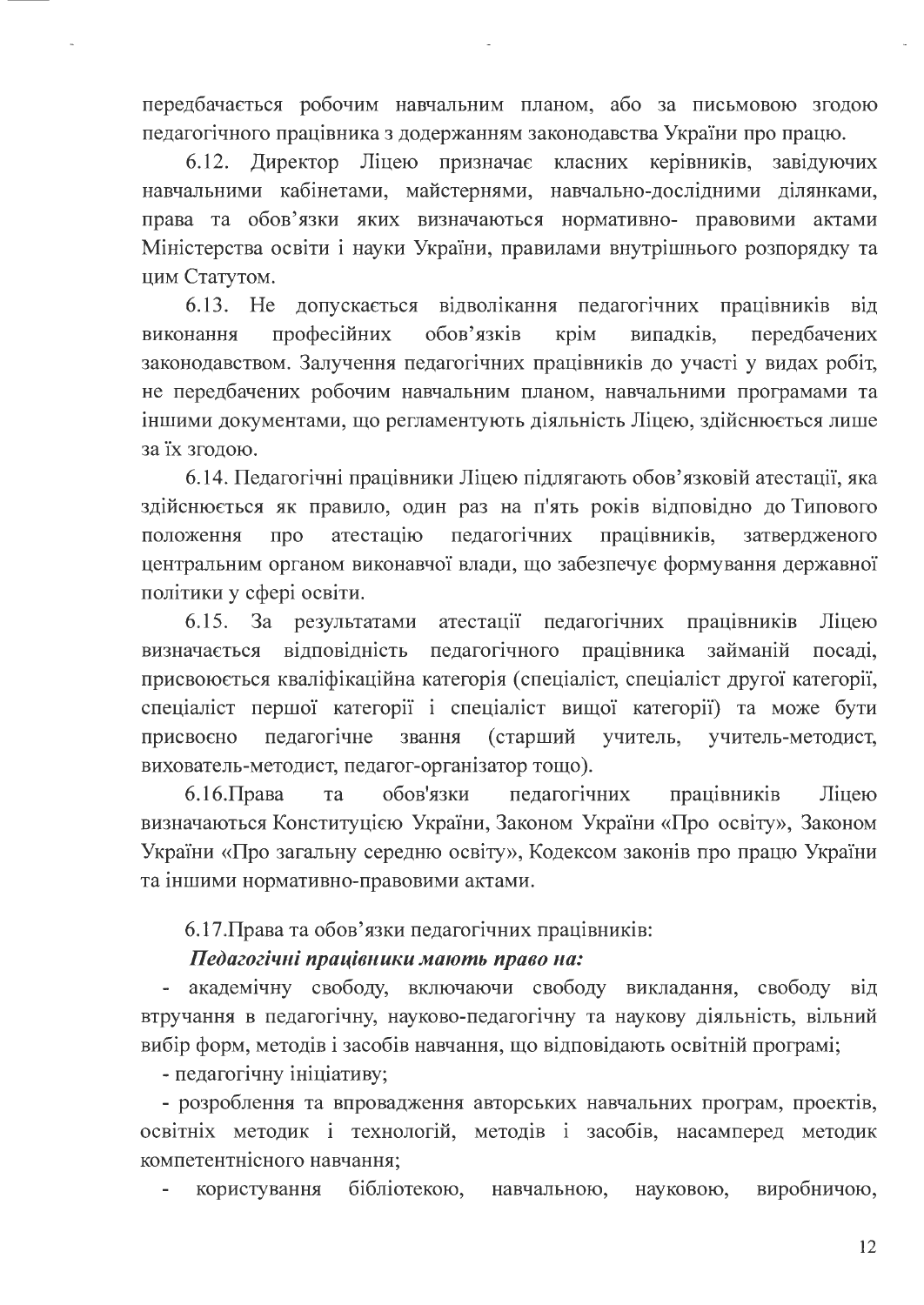передбачається робочим навчальним планом, або за письмовою згодою педагогічного працівника з додержанням законодавства України про працю.

6.12. Директор Ліцею призначає класних керівників, завідуючих навчальними кабінетами, майстернями, навчально-дослідними ділянками, права та обов'язки яких визначаються нормативно- правовими актами Міністерства освіти і науки України, правилами внутрішнього розпорядку та цим Статутом.

6.13. Не допускається відволікання педагогічних працівників від виконання професійних обов'язків крім випадків, передбачених законодавством. Залучення педагогічних працівників до участі у видах робіт, не передбачених робочим навчальним планом, навчальними програмами та іншими документами, що регламентують діяльність Ліцею, здійснюється лише за їх згодою.

6.14. Педагогічні працівники Ліцею підлягають обов'язковій атестації, яка здійснюється як правило, один раз на п'ять років відповідно до Типового положення про атестацію педагогічних працівників, затвердженого центральним органом виконавчої влади, що забезпечує формування державної політики у сфері освіти.

6.15. За результатами атестації педагогічних працівників Ліцею визначається відповідність педагогічного працівника займаній посаді, присвоюється кваліфікаційна категорія (спеціаліст, спеціаліст другої категорії, спеціаліст першої категорії і спеціаліст вищої категорії) та може бути присвоєно педагогічне звання (старший учитель, учитель-методист, вихователь-методист, педагог-організатор тощо).

6.16.Права та обов'язки педагогічних працівників Ліцею визначаються Конституцією України, Законом України «Про освіту», Законом України «Про загальну середню освіту», Кодексом законів про працю України та іншими нормативно-правовими актами.

6.17.Права та обов'язки педагогічних працівників:

***Педагогічні працівники мають право на:***

- академічну свободу, включаючи свободу викладання, свободу від втручання в педагогічну, науково-педагогічну та наукову діяльність, вільний вибір форм, методів і засобів навчання, що відповідають освітній програмі;
- педагогічну ініціативу;
- розроблення та впровадження авторських навчальних програм, проектів, освітніх методик і технологій, методів і засобів, насамперед методик компетентнісного навчання;
- користування бібліотекою, навчальною, науковою, виробничою,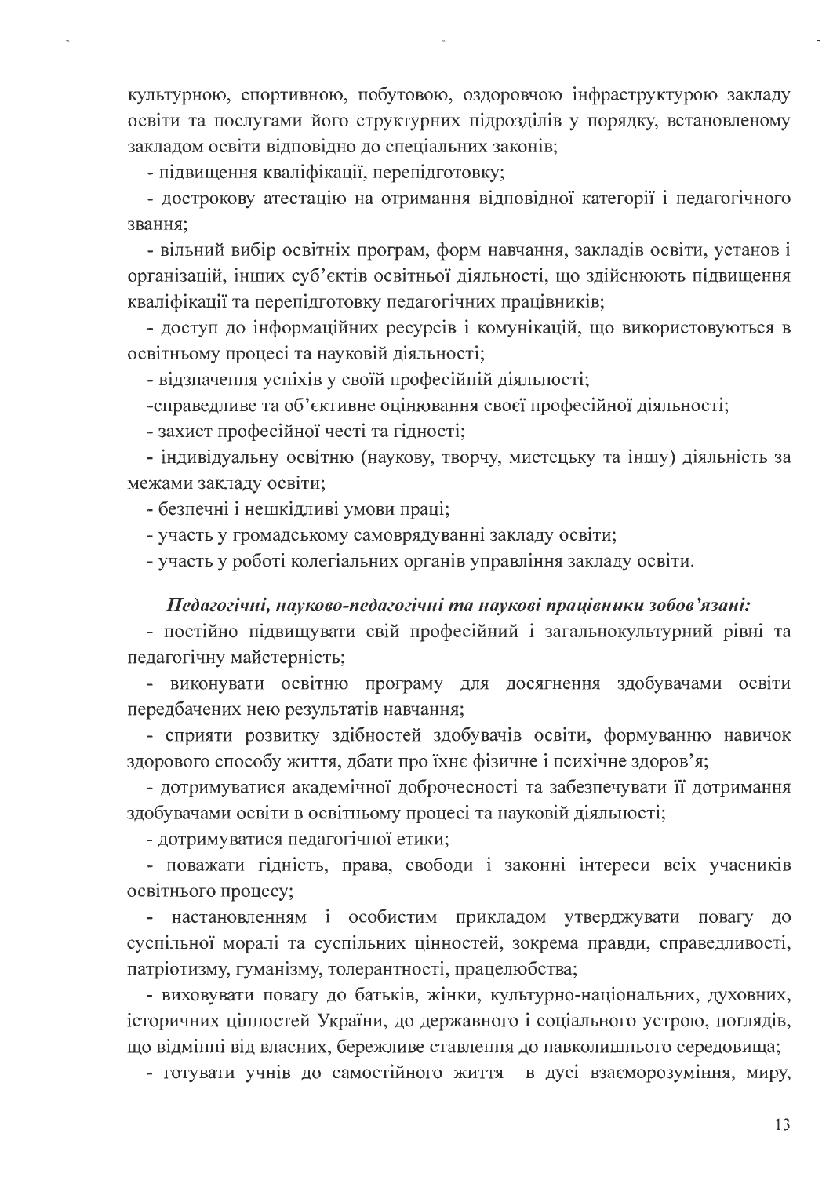культурною, спортивною, побутовою, оздоровчою інфраструктурою закладу освіти та послугами його структурних підрозділів у порядку, встановленому закладом освіти відповідно до спеціальних законів;

- підвищення кваліфікації, перепідготовку;
- дострокову атестацію на отримання відповідної категорії і педагогічного звання;
- вільний вибір освітніх програм, форм навчання, закладів освіти, установ і організацій, інших суб'єктів освітньої діяльності, що здійснюють підвищення кваліфікації та перепідготовку педагогічних працівників;
- доступ до інформаційних ресурсів і комунікацій, що використовуються в освітньому процесі та науковій діяльності;
- відзначення успіхів у своїй професійній діяльності;
- справедливе та об'єктивне оцінювання своєї професійної діяльності;
- захист професійної честі та гідності;
- індивідуальну освітню (наукову, творчу, мистецьку та іншу) діяльність за межами закладу освіти;
- безпечні і нешкідливі умови праці;
- участь у громадському самоврядуванні закладу освіти;
- участь у роботі колегіальних органів управління закладу освіти.

***Педагогічні, науково-педагогічні та наукові працівники зобов'язані:***

- постійно підвищувати свій професійний і загальнокультурний рівні та педагогічну майстерність;
- виконувати освітню програму для досягнення здобувачами освіти передбачених нею результатів навчання;
- сприяти розвитку здібностей здобувачів освіти, формуванню навичок здорового способу життя, дбати про їхнє фізичне і психічне здоров'я;
- дотримуватися академічної доброчесності та забезпечувати її дотримання здобувачами освіти в освітньому процесі та науковій діяльності;
- дотримуватися педагогічної етики;
- поважати гідність, права, свободи і законні інтереси всіх учасників освітнього процесу;
- настановленням і особистим прикладом утверджувати повагу до суспільної моралі та суспільних цінностей, зокрема правди, справедливості, патріотизму, гуманізму, толерантності, працелюбства;
- виховувати повагу до батьків, жінки, культурно-національних, духовних, історичних цінностей України, до державного і соціального устрою, поглядів, що відмінні від власних, бережливе ставлення до навколишнього середовища;
- готувати учнів до самостійного життя в дусі взаєморозуміння, миру,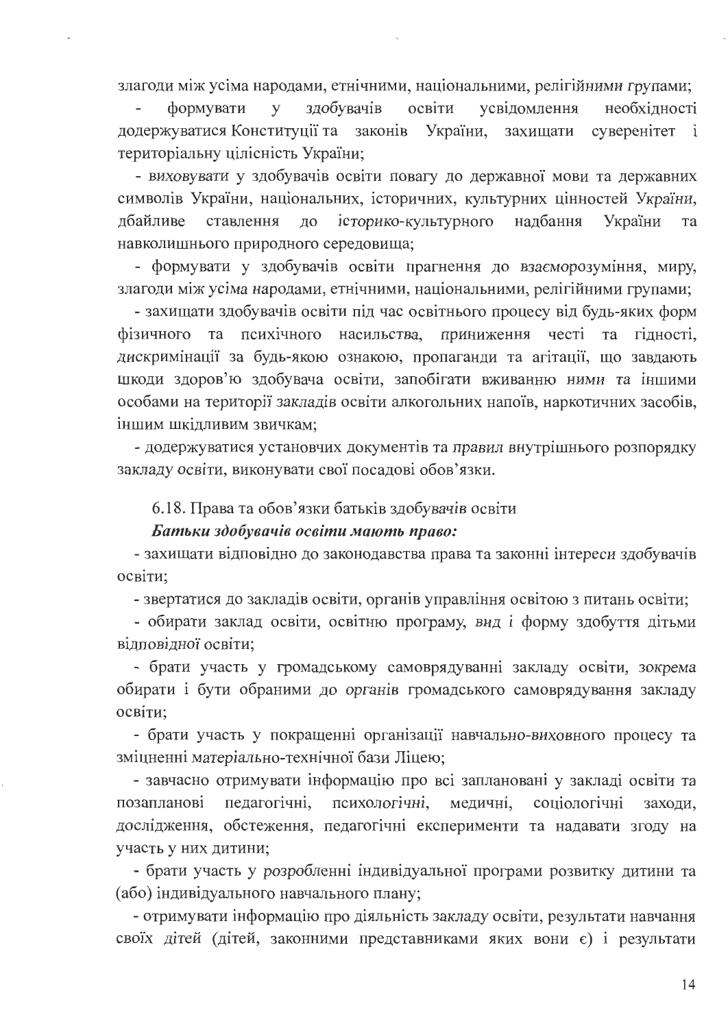злагоди між усіма народами, етнічними, національними, релігійними групами;

- формувати у здобувачів освіти усвідомлення необхідності додержуватися Конституції та законів України, захищати суверенітет і територіальну цілісність України;
- виховувати у здобувачів освіти повагу до державної мови та державних символів України, національних, історичних, культурних цінностей України, дбайливе ставлення до історико-культурного надбання України та навколишнього природного середовища;
- формувати у здобувачів освіти прагнення до взаєморозуміння, миру, злагоди між усіма народами, етнічними, національними, релігійними групами;
- захищати здобувачів освіти під час освітнього процесу від будь-яких форм фізичного та психічного насильства, приниження честі та гідності, дискримінації за будь-якою ознакою, пропаганди та агітації, що завдають шкоди здоров'ю здобувача освіти, запобігати вживанню ними та іншими особами на території закладів освіти алкогольних напоїв, наркотичних засобів, іншим шкідливим звичкам;
- додержуватися установчих документів та правил внутрішнього розпорядку закладу освіти, виконувати свої посадові обов'язки.

6.18. Права та обов'язки батьків здобувачів освіти

***Батьки здобувачів освіти мають право:***

- захищати відповідно до законодавства права та законні інтереси здобувачів освіти;
- звертатися до закладів освіти, органів управління освітою з питань освіти;
- обирати заклад освіти, освітню програму, вид і форму здобуття дітьми відповідної освіти;
- брати участь у громадському самоврядуванні закладу освіти, зокрема обирати і бути обраними до органів громадського самоврядування закладу освіти;
- брати участь у покращенні організації навчально-виховного процесу та зміцненні матеріально-технічної бази Ліцею;
- завчасно отримувати інформацію про всі заплановані у закладі освіти та позапланові педагогічні, психологічні, медичні, соціологічні заходи, дослідження, обстеження, педагогічні експерименти та надавати згоду на участь у них дитини;
- брати участь у розробленні індивідуальної програми розвитку дитини та (або) індивідуального навчального плану;
- отримувати інформацію про діяльність закладу освіти, результати навчання своїх дітей (дітей, законними представниками яких вони є) і результати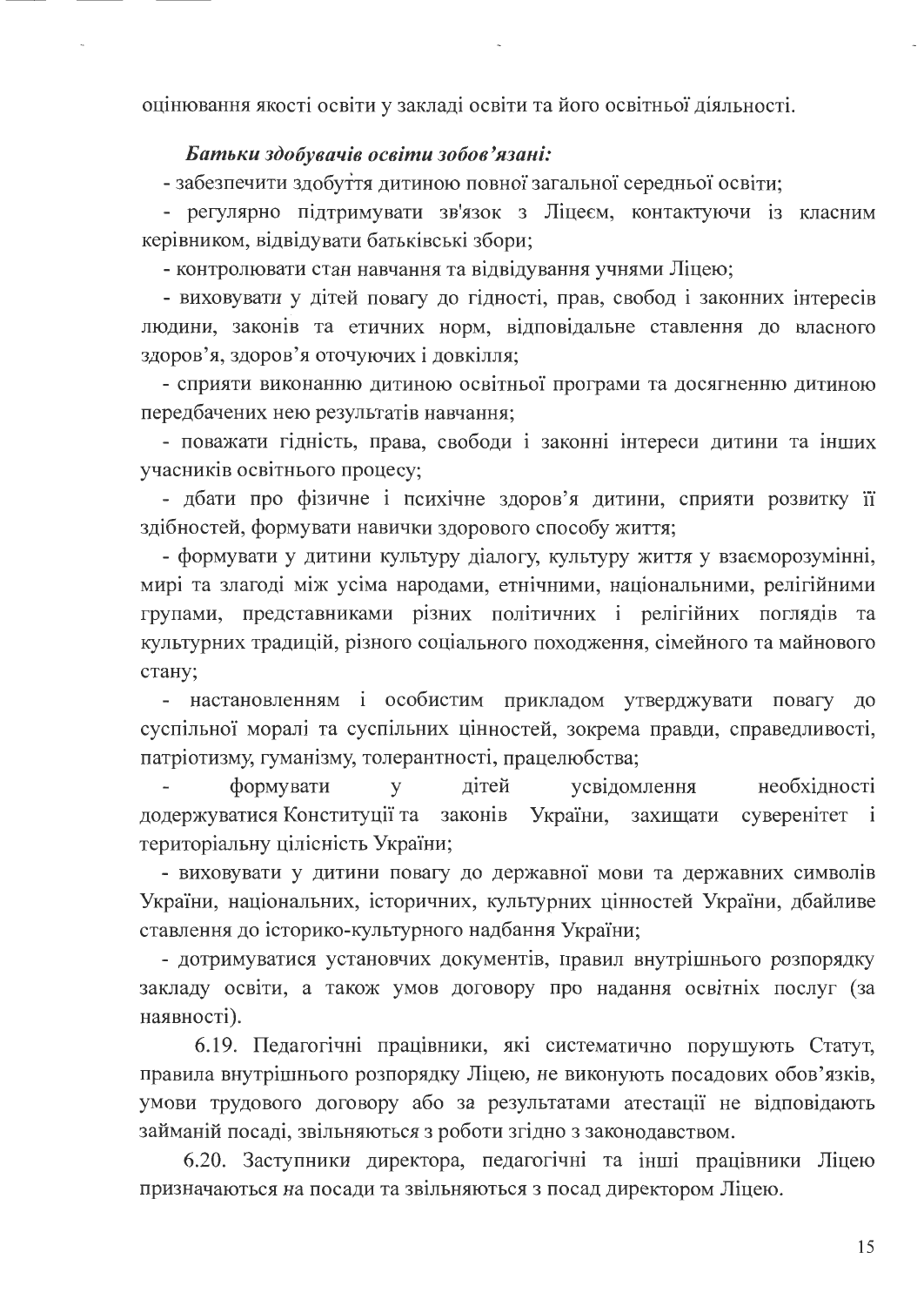оцінювання якості освіти у закладі освіти та його освітньої діяльності.

***Батьки здобувачів освіти зобов'язані:***

- забезпечити здобуття дитиною повної загальної середньої освіти;
- регулярно підтримувати зв'язок з Ліцеєм, контактуючи із класним керівником, відвідувати батьківські збори;
- контролювати стан навчання та відвідування учнями Ліцею;
- виховувати у дітей повагу до гідності, прав, свобод і законних інтересів людини, законів та етичних норм, відповідальне ставлення до власного здоров'я, здоров'я оточуючих і довкілля;
- сприяти виконанню дитиною освітньої програми та досягненню дитиною передбачених нею результатів навчання;
- поважати гідність, права, свободи і законні інтереси дитини та інших учасників освітнього процесу;
- дбати про фізичне і психічне здоров'я дитини, сприяти розвитку її здібностей, формувати навички здорового способу життя;
- формувати у дитини культуру діалогу, культуру життя у взаєморозумінні, мирі та злагоді між усіма народами, етнічними, національними, релігійними групами, представниками різних політичних і релігійних поглядів та культурних традицій, різного соціального походження, сімейного та майнового стану;
- настановленням і особистим прикладом утверджувати повагу до суспільної моралі та суспільних цінностей, зокрема правди, справедливості, патріотизму, гуманізму, толерантності, працелюбства;
- формувати у дітей усвідомлення необхідності додержуватися Конституції та законів України, захищати суверенітет і територіальну цілісність України;
- виховувати у дитини повагу до державної мови та державних символів України, національних, історичних, культурних цінностей України, дбайливе ставлення до історико-культурного надбання України;
- дотримуватися установчих документів, правил внутрішнього розпорядку закладу освіти, а також умов договору про надання освітніх послуг (за наявності).

6.19. Педагогічні працівники, які систематично порушують Статут, правила внутрішнього розпорядку Ліцею, не виконують посадових обов'язків, умови трудового договору або за результатами атестації не відповідають займаній посаді, звільняються з роботи згідно з законодавством.

6.20. Заступники директора, педагогічні та інші працівники Ліцею призначаються на посади та звільняються з посад директором Ліцею.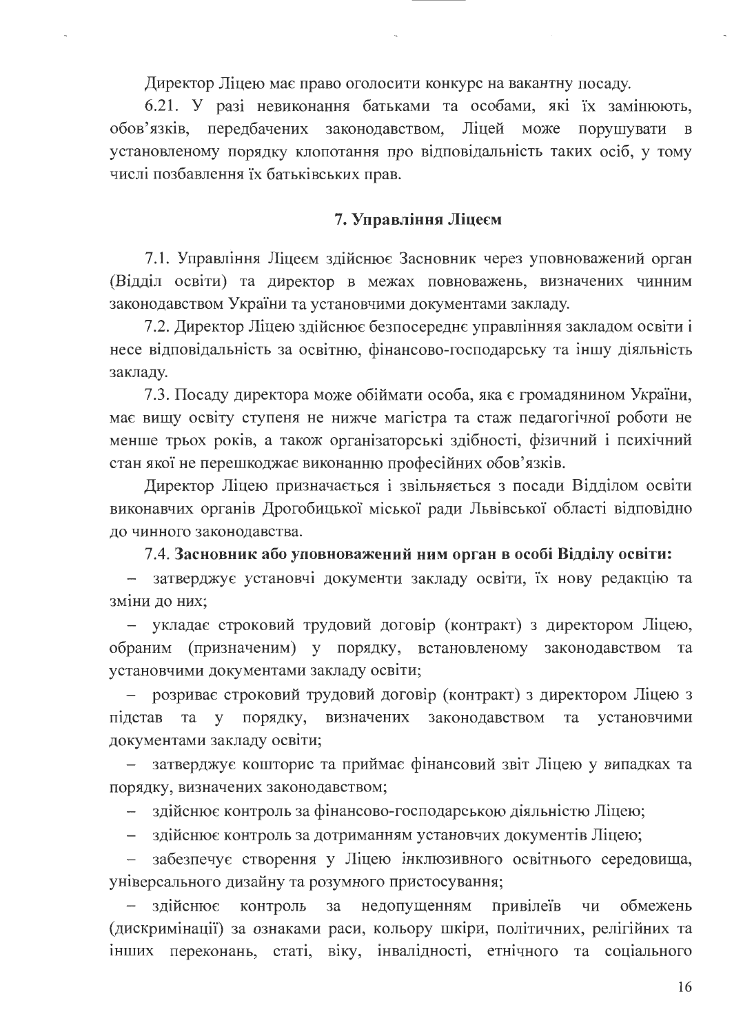Директор Ліцею має право оголосити конкурс на вакантну посаду.

6.21. У разі невиконання батьками та особами, які їх замінюють, обов'язків, передбачених законодавством, Ліцей може порушувати в установленому порядку клопотання про відповідальність таких осіб, у тому числі позбавлення їх батьківських прав.

## 7. Управління Ліцеєм

7.1. Управління Ліцеєм здійснює Засновник через уповноважений орган (Відділ освіти) та директор в межах повноважень, визначених чинним законодавством України та установчими документами закладу.

7.2. Директор Ліцею здійснює безпосереднє управлінняя закладом освіти і несе відповідальність за освітню, фінансово-господарську та іншу діяльність закладу.

7.3. Посаду директора може обіймати особа, яка є громадянином України, має вищу освіту ступеня не нижче магістра та стаж педагогічної роботи не менше трьох років, а також організаторські здібності, фізичний і психічний стан якої не перешкоджає виконанню професійних обов'язків.

Директор Ліцею призначається і звільняється з посади Відділом освіти виконавчих органів Дрогобицької міської ради Львівської області відповідно до чинного законодавства.

7.4. **Засновник або уповноважений ним орган в особі Відділу освіти:**

- затверджує установчі документи закладу освіти, їх нову редакцію та зміни до них;
- укладає строковий трудовий договір (контракт) з директором Ліцею, обраним (призначеним) у порядку, встановленому законодавством та установчими документами закладу освіти;
- розриває строковий трудовий договір (контракт) з директором Ліцею з підстав та у порядку, визначених законодавством та установчими документами закладу освіти;
- затверджує кошторис та приймає фінансовий звіт Ліцею у випадках та порядку, визначених законодавством;
- здійснює контроль за фінансово-господарською діяльністю Ліцею;
- здійснює контроль за дотриманням установчих документів Ліцею;
- забезпечує створення у Ліцею інклюзивного освітнього середовища, універсального дизайну та розумного пристосування;
- здійснює контроль за недопущенням привілеїв чи обмежень (дискримінації) за ознаками раси, кольору шкіри, політичних, релігійних та інших переконань, статі, віку, інвалідності, етнічного та соціального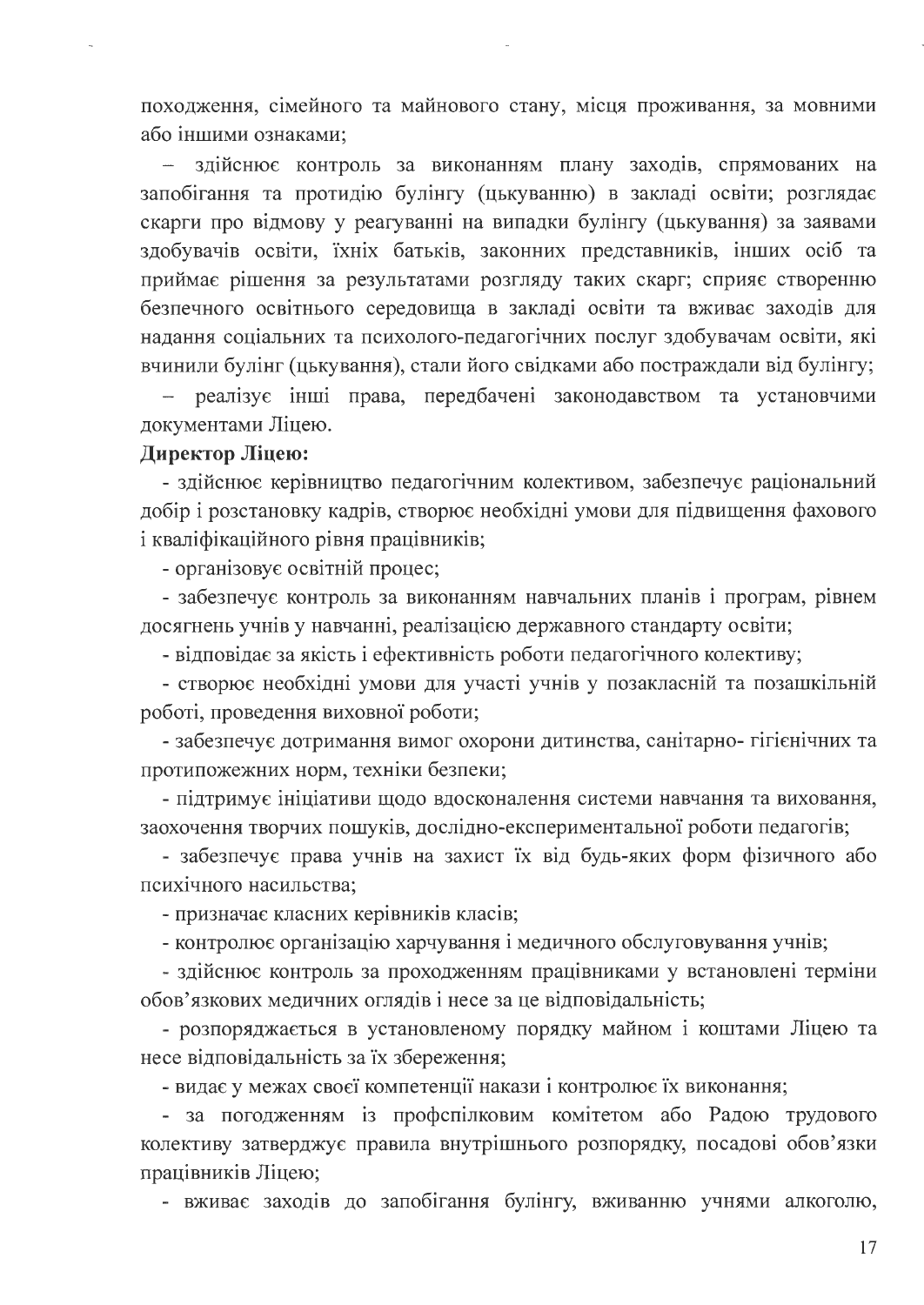походження, сімейного та майнового стану, місця проживання, за мовними або іншими ознаками;

– здійснює контроль за виконанням плану заходів, спрямованих на запобігання та протидію булінгу (цькуванню) в закладі освіти; розглядає скарги про відмову у реагуванні на випадки булінгу (цькування) за заявами здобувачів освіти, їхніх батьків, законних представників, інших осіб та приймає рішення за результатами розгляду таких скарг; сприяє створенню безпечного освітнього середовища в закладі освіти та вживає заходів для надання соціальних та психолого-педагогічних послуг здобувачам освіти, які вчинили булінг (цькування), стали його свідками або постраждали від булінгу;

– реалізує інші права, передбачені законодавством та установчими документами Ліцею.

**Директор Ліцею:**

- здійснює керівництво педагогічним колективом, забезпечує раціональний добір і розстановку кадрів, створює необхідні умови для підвищення фахового і кваліфікаційного рівня працівників;
- організовує освітній процес;
- забезпечує контроль за виконанням навчальних планів і програм, рівнем досягнень учнів у навчанні, реалізацією державного стандарту освіти;
- відповідає за якість і ефективність роботи педагогічного колективу;
- створює необхідні умови для участі учнів у позакласній та позашкільній роботі, проведення виховної роботи;
- забезпечує дотримання вимог охорони дитинства, санітарно- гігієнічних та протипожежних норм, техніки безпеки;
- підтримує ініціативи щодо вдосконалення системи навчання та виховання, заохочення творчих пошуків, дослідно-експериментальної роботи педагогів;
- забезпечує права учнів на захист їх від будь-яких форм фізичного або психічного насильства;
- призначає класних керівників класів;
- контролює організацію харчування і медичного обслуговування учнів;
- здійснює контроль за проходженням працівниками у встановлені терміни обов'язкових медичних оглядів і несе за це відповідальність;
- розпоряджається в установленому порядку майном і коштами Ліцею та несе відповідальність за їх збереження;
- видає у межах своєї компетенції накази і контролює їх виконання;
- за погодженням із профспілковим комітетом або Радою трудового колективу затверджує правила внутрішнього розпорядку, посадові обов'язки працівників Ліцею;
- вживає заходів до запобігання булінгу, вживанню учнями алкоголю,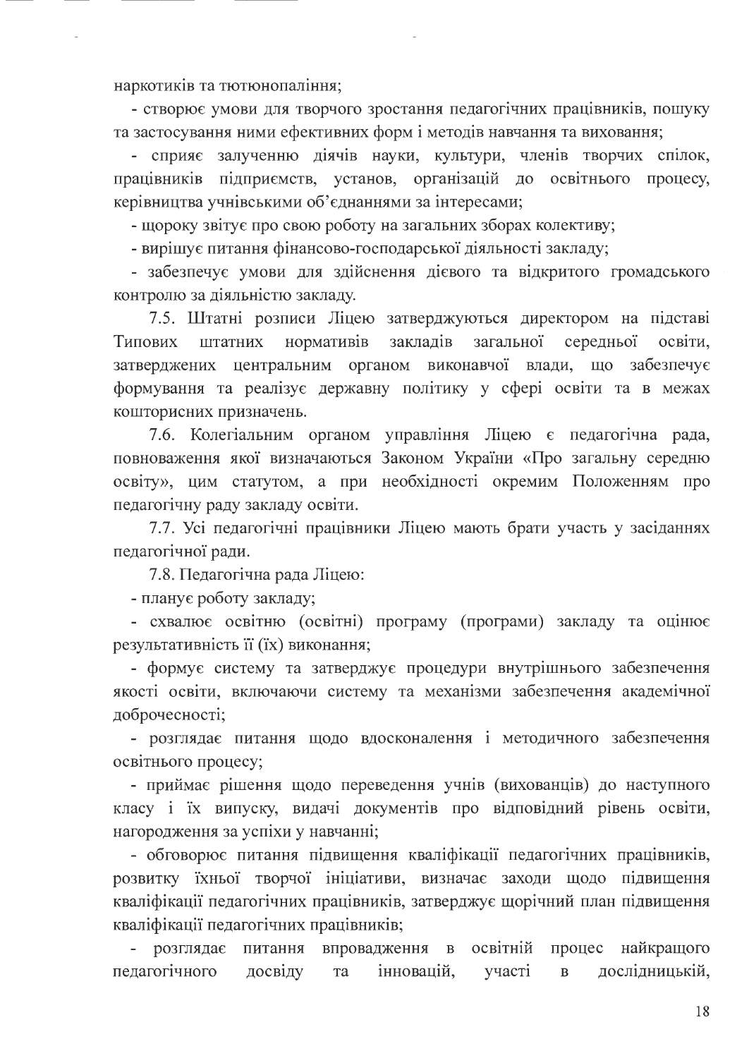наркотиків та тютюнопаління;

- створює умови для творчого зростання педагогічних працівників, пошуку та застосування ними ефективних форм і методів навчання та виховання;
- сприяє залученню діячів науки, культури, членів творчих спілок, працівників підприємств, установ, організацій до освітнього процесу, керівництва учнівськими об'єднаннями за інтересами;
- щороку звітує про свою роботу на загальних зборах колективу;
- вирішує питання фінансово-господарської діяльності закладу;
- забезпечує умови для здійснення дієвого та відкритого громадського контролю за діяльністю закладу.

7.5. Штатні розписи Ліцею затверджуються директором на підставі Типових штатних нормативів закладів загальної середньої освіти, затверджених центральним органом виконавчої влади, що забезпечує формування та реалізує державну політику у сфері освіти та в межах кошторисних призначень.

7.6. Колегіальним органом управління Ліцею є педагогічна рада, повноваження якої визначаються Законом України «Про загальну середню освіту», цим статутом, а при необхідності окремим Положенням про педагогічну раду закладу освіти.

7.7. Усі педагогічні працівники Ліцею мають брати участь у засіданнях педагогічної ради.

7.8. Педагогічна рада Ліцею:

- планує роботу закладу;
- схвалює освітню (освітні) програму (програми) закладу та оцінює результативність її (їх) виконання;
- формує систему та затверджує процедури внутрішнього забезпечення якості освіти, включаючи систему та механізми забезпечення академічної доброчесності;
- розглядає питання щодо вдосконалення і методичного забезпечення освітнього процесу;
- приймає рішення щодо переведення учнів (вихованців) до наступного класу і їх випуску, видачі документів про відповідний рівень освіти, нагородження за успіхи у навчанні;
- обговорює питання підвищення кваліфікації педагогічних працівників, розвитку їхньої творчої ініціативи, визначає заходи щодо підвищення кваліфікації педагогічних працівників, затверджує щорічний план підвищення кваліфікації педагогічних працівників;
- розглядає питання впровадження в освітній процес найкращого педагогічного досвіду та інновацій, участі в дослідницькій,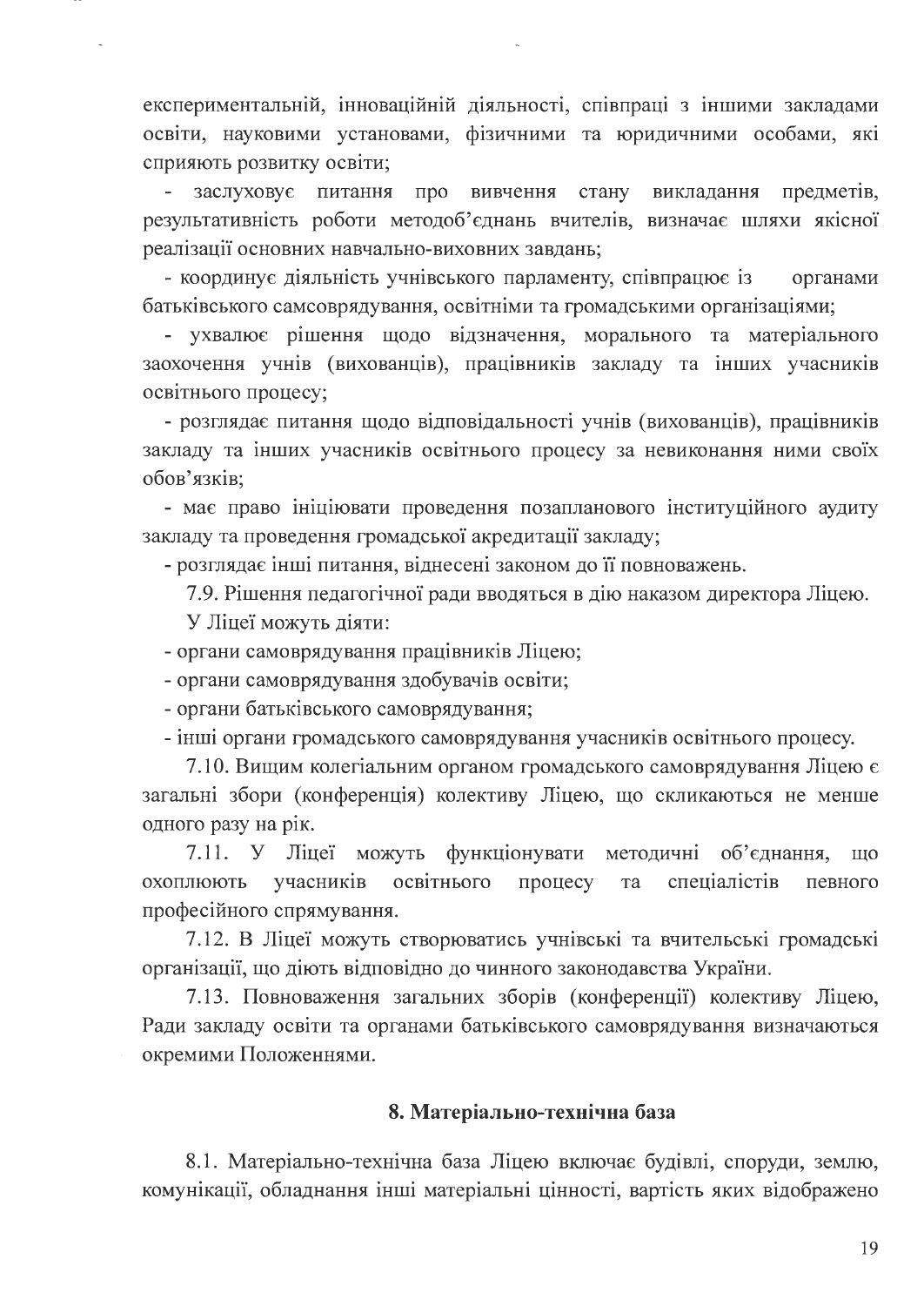експериментальній, інноваційній діяльності, співпраці з іншими закладами освіти, науковими установами, фізичними та юридичними особами, які сприяють розвитку освіти;

- заслуховує питання про вивчення стану викладання предметів, результативність роботи методоб'єднань вчителів, визначає шляхи якісної реалізації основних навчально-виховних завдань;
- координує діяльність учнівського парламенту, співпрацює із органами батьківського самсоврядування, освітніми та громадськими організаціями;
- ухвалює рішення щодо відзначення, морального та матеріального заохочення учнів (вихованців), працівників закладу та інших учасників освітнього процесу;
- розглядає питання щодо відповідальності учнів (вихованців), працівників закладу та інших учасників освітнього процесу за невиконання ними своїх обов'язків;
- має право ініціювати проведення позапланового інституційного аудиту закладу та проведення громадської акредитації закладу;
- розглядає інші питання, віднесені законом до її повноважень.

7.9. Рішення педагогічної ради вводяться в дію наказом директора Ліцею.

У Ліцеї можуть діяти:

- органи самоврядування працівників Ліцею;
- органи самоврядування здобувачів освіти;
- органи батьківського самоврядування;
- інші органи громадського самоврядування учасників освітнього процесу.

7.10. Вищим колегіальним органом громадського самоврядування Ліцею є загальні збори (конференція) колективу Ліцею, що скликаються не менше одного разу на рік.

7.11. У Ліцеї можуть функціонувати методичні об'єднання, що охоплюють учасників освітнього процесу та спеціалістів певного професійного спрямування.

7.12. В Ліцеї можуть створюватись учнівські та вчительські громадські організації, що діють відповідно до чинного законодавства України.

7.13. Повноваження загальних зборів (конференції) колективу Ліцею, Ради закладу освіти та органами батьківського самоврядування визначаються окремими Положеннями.

## 8. Матеріально-технічна база

8.1. Матеріально-технічна база Ліцею включає будівлі, споруди, землю, комунікації, обладнання інші матеріальні цінності, вартість яких відображено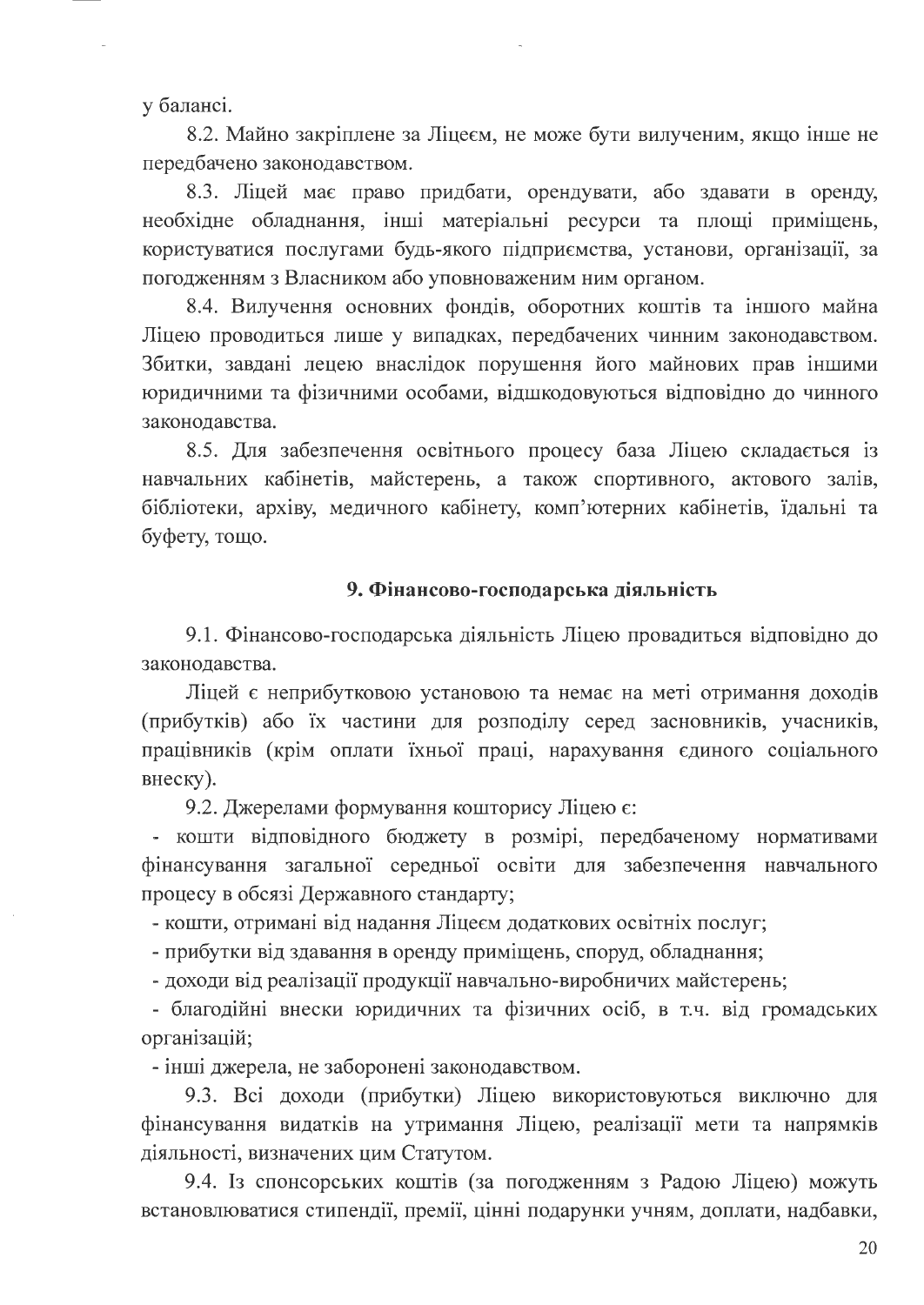у балансі.

8.2. Майно закріплене за Ліцеєм, не може бути вилученим, якщо інше не передбачено законодавством.

8.3. Ліцей має право придбати, орендувати, або здавати в оренду, необхідне обладнання, інші матеріальні ресурси та площі приміщень, користуватися послугами будь-якого підприємства, установи, організації, за погодженням з Власником або уповноваженим ним органом.

8.4. Вилучення основних фондів, оборотних коштів та іншого майна Ліцею проводиться лише у випадках, передбачених чинним законодавством. Збитки, завдані лецею внаслідок порушення його майнових прав іншими юридичними та фізичними особами, відшкодовуються відповідно до чинного законодавства.

8.5. Для забезпечення освітнього процесу база Ліцею складається із навчальних кабінетів, майстерень, а також спортивного, актового залів, бібліотеки, архіву, медичного кабінету, комп'ютерних кабінетів, їдальні та буфету, тощо.

## 9. Фінансово-господарська діяльність

9.1. Фінансово-господарська діяльність Ліцею провадиться відповідно до законодавства.

Ліцей є неприбутковою установою та немає на меті отримання доходів (прибутків) або їх частини для розподілу серед засновників, учасників, працівників (крім оплати їхньої праці, нарахування єдиного соціального внеску).

9.2. Джерелами формування кошторису Ліцею є:

- кошти відповідного бюджету в розмірі, передбаченому нормативами фінансування загальної середньої освіти для забезпечення навчального процесу в обсязі Державного стандарту;
- кошти, отримані від надання Ліцеєм додаткових освітніх послуг;
- прибутки від здавання в оренду приміщень, споруд, обладнання;
- доходи від реалізації продукції навчально-виробничих майстерень;
- благодійні внески юридичних та фізичних осіб, в т.ч. від громадських організацій;
- інші джерела, не заборонені законодавством.

9.3. Всі доходи (прибутки) Ліцею використовуються виключно для фінансування видатків на утримання Ліцею, реалізації мети та напрямків діяльності, визначених цим Статутом.

9.4. Із спонсорських коштів (за погодженням з Радою Ліцею) можуть встановлюватися стипендії, премії, цінні подарунки учням, доплати, надбавки,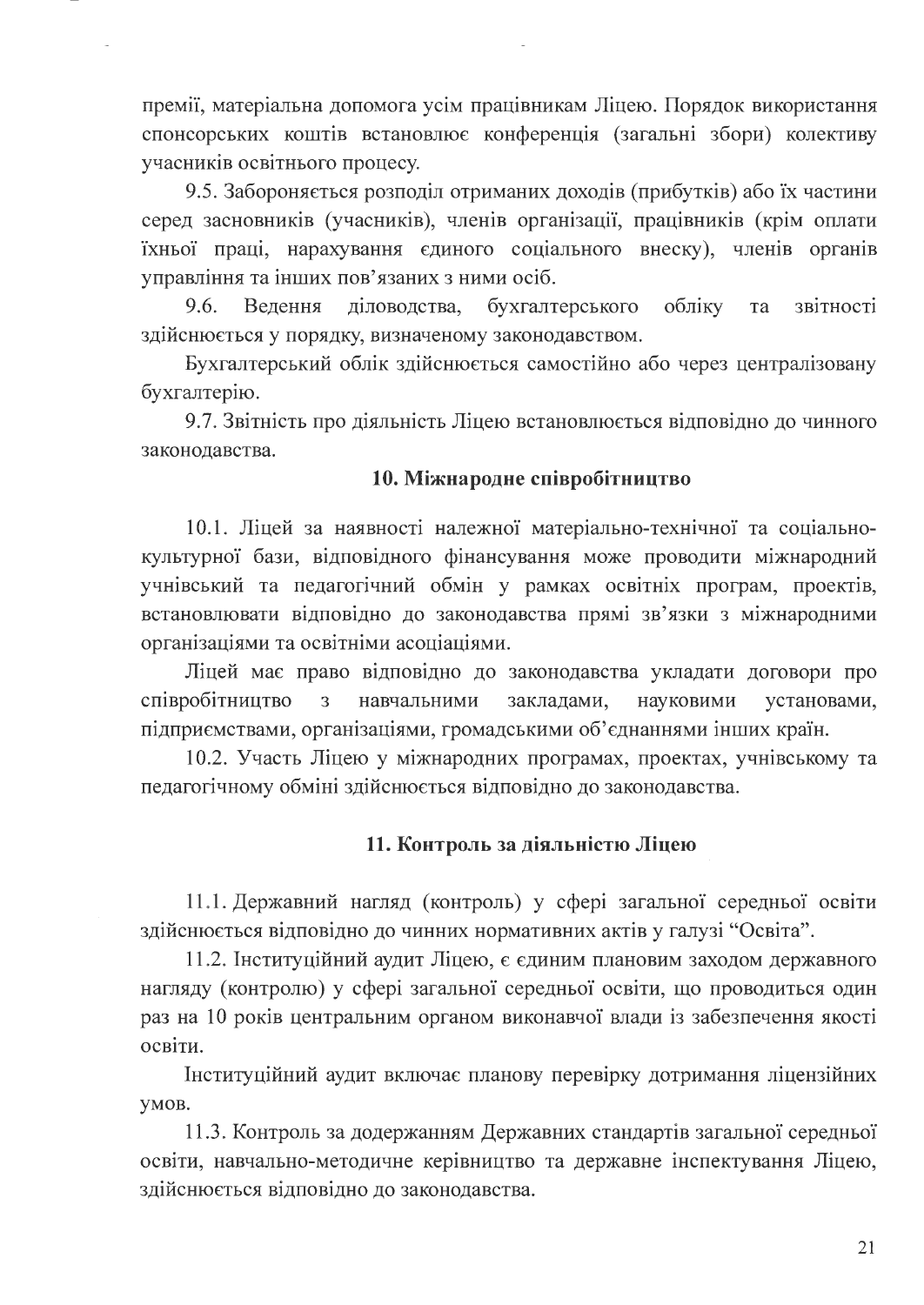премії, матеріальна допомога усім працівникам Ліцею. Порядок використання спонсорських коштів встановлює конференція (загальні збори) колективу учасників освітнього процесу.

9.5. Забороняється розподіл отриманих доходів (прибутків) або їх частини серед засновників (учасників), членів організації, працівників (крім оплати їхньої праці, нарахування єдиного соціального внеску), членів органів управління та інших пов'язаних з ними осіб.

9.6. Ведення діловодства, бухгалтерського обліку та звітності здійснюється у порядку, визначеному законодавством.

Бухгалтерський облік здійснюється самостійно або через централізовану бухгалтерію.

9.7. Звітність про діяльність Ліцею встановлюється відповідно до чинного законодавства.

## 10. Міжнародне співробітництво

10.1. Ліцей за наявності належної матеріально-технічної та соціально-культурної бази, відповідного фінансування може проводити міжнародний учнівський та педагогічний обмін у рамках освітніх програм, проектів, встановлювати відповідно до законодавства прямі зв'язки з міжнародними організаціями та освітніми асоціаціями.

Ліцей має право відповідно до законодавства укладати договори про співробітництво з навчальними закладами, науковими установами, підприємствами, організаціями, громадськими об'єднаннями інших країн.

10.2. Участь Ліцею у міжнародних програмах, проектах, учнівському та педагогічному обміні здійснюється відповідно до законодавства.

## 11. Контроль за діяльністю Ліцею

11.1. Державний нагляд (контроль) у сфері загальної середньої освіти здійснюється відповідно до чинних нормативних актів у галузі "Освіта".

11.2. Інституційний аудит Ліцею, є єдиним плановим заходом державного нагляду (контролю) у сфері загальної середньої освіти, що проводиться один раз на 10 років центральним органом виконавчої влади із забезпечення якості освіти.

Інституційний аудит включає планову перевірку дотримання ліцензійних умов.

11.3. Контроль за додержанням Державних стандартів загальної середньої освіти, навчально-методичне керівництво та державне інспектування Ліцею, здійснюється відповідно до законодавства.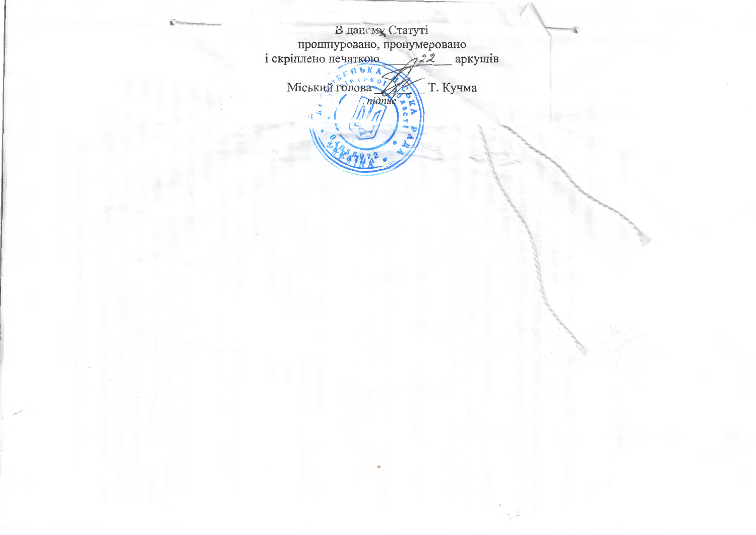В даному Статуті
прошнуровано, пронумеровано
і скріплено печаткою ___22___ аркушів

Міський голова ________ Т. Кучма
підпис